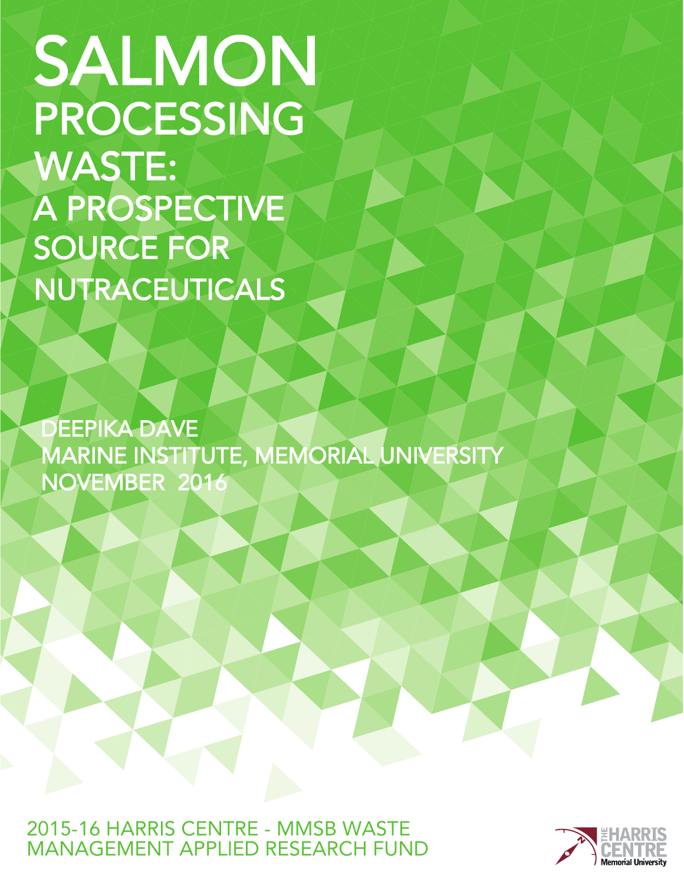# SALMON PROCESSING WASTE: A PROSPECTIVE SOURCE FOR NUTRACEUTICALS

DEEPIKA DAVE
MARINE INSTITUTE, MEMORIAL UNIVERSITY
NOVEMBER 2016

2015-16 HARRIS CENTRE - MMSB WASTE MANAGEMENT APPLIED RESEARCH FUND

THE HARRIS CENTRE
Memorial University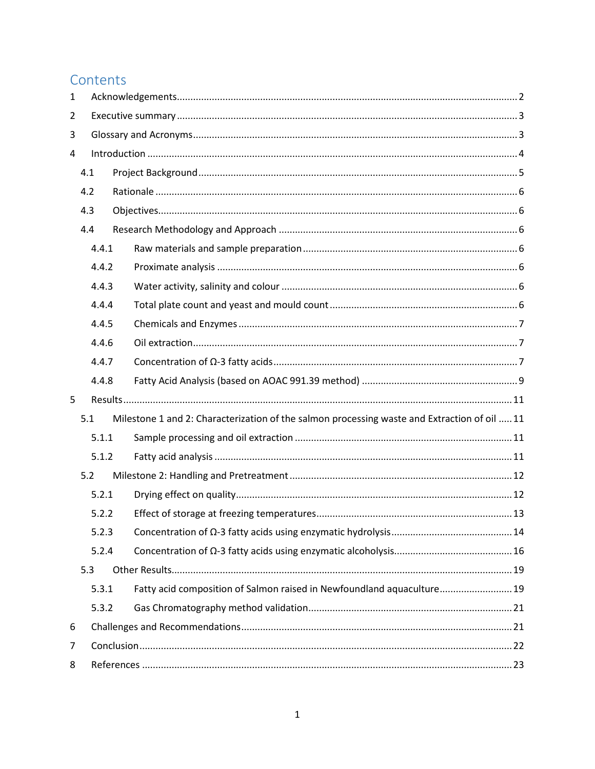# Contents

1 Acknowledgements ........................................................................................................... 2

2 Executive summary ........................................................................................................... 3

3 Glossary and Acronyms ..................................................................................................... 3

4 Introduction ...................................................................................................................... 4

- 4.1 Project Background .................................................................................................... 5
- 4.2 Rationale .................................................................................................................... 6
- 4.3 Objectives ................................................................................................................... 6
- 4.4 Research Methodology and Approach ....................................................................... 6
  - 4.4.1 Raw materials and sample preparation ............................................................... 6
  - 4.4.2 Proximate analysis .............................................................................................. 6
  - 4.4.3 Water activity, salinity and colour ...................................................................... 6
  - 4.4.4 Total plate count and yeast and mould count ..................................................... 6
  - 4.4.5 Chemicals and Enzymes ...................................................................................... 7
  - 4.4.6 Oil extraction ....................................................................................................... 7
  - 4.4.7 Concentration of Ω-3 fatty acids ......................................................................... 7
  - 4.4.8 Fatty Acid Analysis (based on AOAC 991.39 method) ......................................... 9

5 Results ............................................................................................................................. 11

- 5.1 Milestone 1 and 2: Characterization of the salmon processing waste and Extraction of oil ..... 11
  - 5.1.1 Sample processing and oil extraction ............................................................... 11
  - 5.1.2 Fatty acid analysis ............................................................................................. 11
- 5.2 Milestone 2: Handling and Pretreatment ................................................................. 12
  - 5.2.1 Drying effect on quality .................................................................................... 12
  - 5.2.2 Effect of storage at freezing temperatures ........................................................ 13
  - 5.2.3 Concentration of Ω-3 fatty acids using enzymatic hydrolysis ............................ 14
  - 5.2.4 Concentration of Ω-3 fatty acids using enzymatic alcoholysis ........................... 16
- 5.3 Other Results ............................................................................................................ 19
  - 5.3.1 Fatty acid composition of Salmon raised in Newfoundland aquaculture ........... 19
  - 5.3.2 Gas Chromatography method validation ........................................................... 21

6 Challenges and Recommendations ................................................................................... 21

7 Conclusion ....................................................................................................................... 22

8 References ....................................................................................................................... 23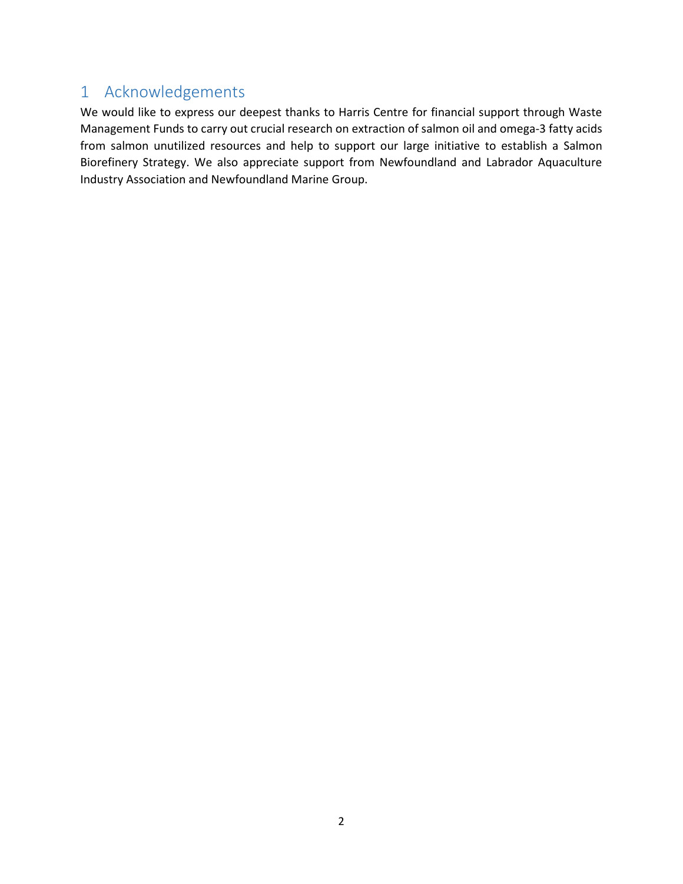# 1 Acknowledgements

We would like to express our deepest thanks to Harris Centre for financial support through Waste Management Funds to carry out crucial research on extraction of salmon oil and omega-3 fatty acids from salmon unutilized resources and help to support our large initiative to establish a Salmon Biorefinery Strategy. We also appreciate support from Newfoundland and Labrador Aquaculture Industry Association and Newfoundland Marine Group.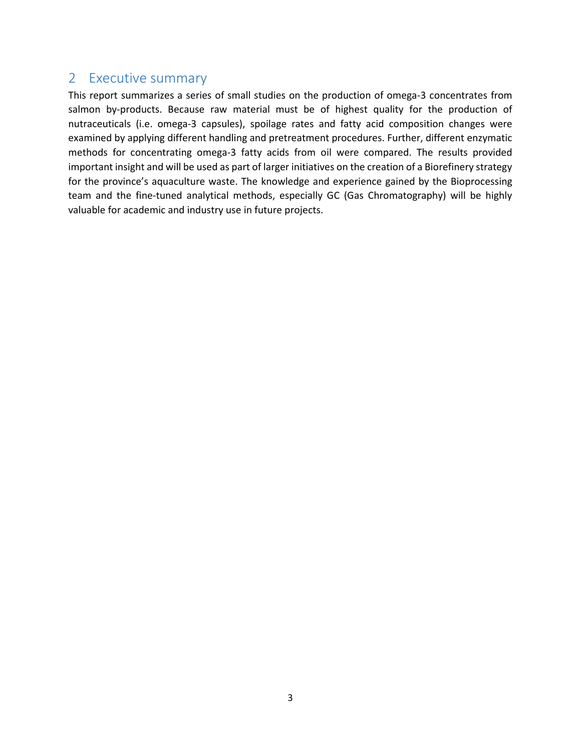## 2 Executive summary

This report summarizes a series of small studies on the production of omega-3 concentrates from salmon by-products. Because raw material must be of highest quality for the production of nutraceuticals (i.e. omega-3 capsules), spoilage rates and fatty acid composition changes were examined by applying different handling and pretreatment procedures. Further, different enzymatic methods for concentrating omega-3 fatty acids from oil were compared. The results provided important insight and will be used as part of larger initiatives on the creation of a Biorefinery strategy for the province's aquaculture waste. The knowledge and experience gained by the Bioprocessing team and the fine-tuned analytical methods, especially GC (Gas Chromatography) will be highly valuable for academic and industry use in future projects.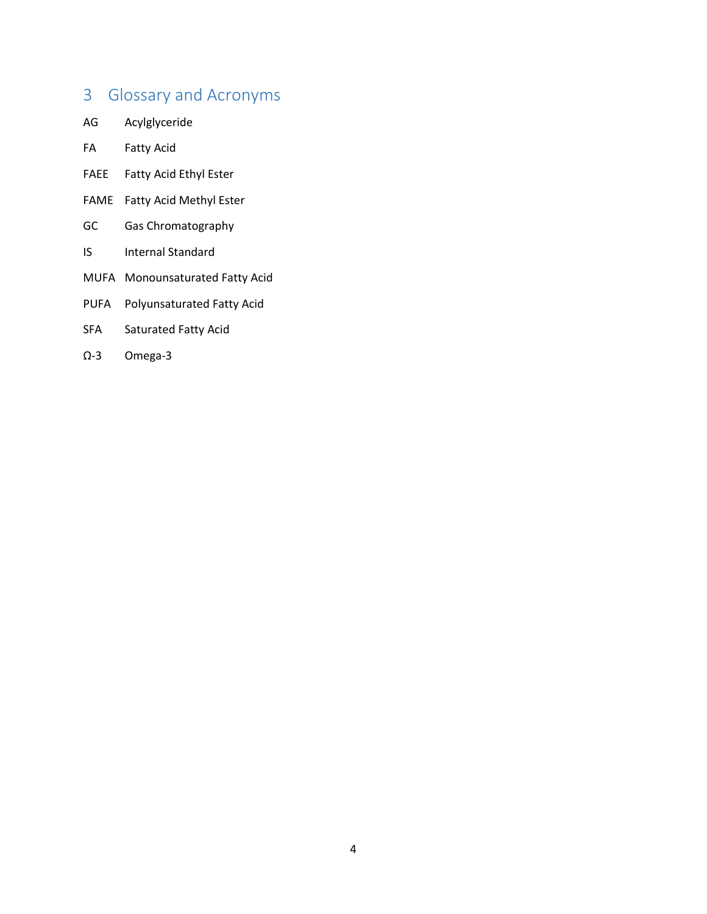# 3 Glossary and Acronyms

| | |
|---|---|
| AG | Acylglyceride |
| FA | Fatty Acid |
| FAEE | Fatty Acid Ethyl Ester |
| FAME | Fatty Acid Methyl Ester |
| GC | Gas Chromatography |
| IS | Internal Standard |
| MUFA | Monounsaturated Fatty Acid |
| PUFA | Polyunsaturated Fatty Acid |
| SFA | Saturated Fatty Acid |
| Ω-3 | Omega-3 |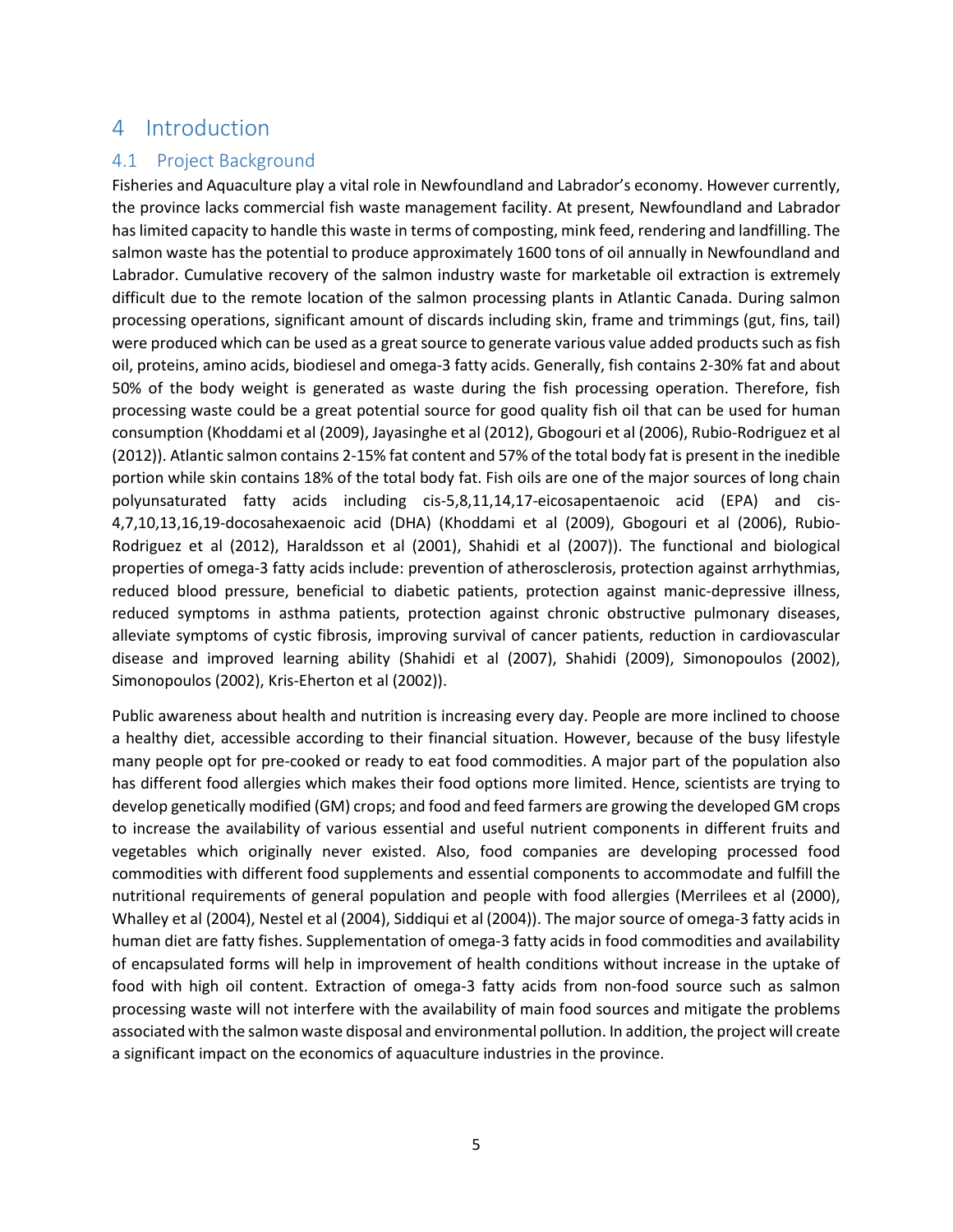# 4 Introduction

## 4.1 Project Background

Fisheries and Aquaculture play a vital role in Newfoundland and Labrador's economy. However currently, the province lacks commercial fish waste management facility. At present, Newfoundland and Labrador has limited capacity to handle this waste in terms of composting, mink feed, rendering and landfilling. The salmon waste has the potential to produce approximately 1600 tons of oil annually in Newfoundland and Labrador. Cumulative recovery of the salmon industry waste for marketable oil extraction is extremely difficult due to the remote location of the salmon processing plants in Atlantic Canada. During salmon processing operations, significant amount of discards including skin, frame and trimmings (gut, fins, tail) were produced which can be used as a great source to generate various value added products such as fish oil, proteins, amino acids, biodiesel and omega-3 fatty acids. Generally, fish contains 2-30% fat and about 50% of the body weight is generated as waste during the fish processing operation. Therefore, fish processing waste could be a great potential source for good quality fish oil that can be used for human consumption (Khoddami et al (2009), Jayasinghe et al (2012), Gbogouri et al (2006), Rubio-Rodriguez et al (2012)). Atlantic salmon contains 2-15% fat content and 57% of the total body fat is present in the inedible portion while skin contains 18% of the total body fat. Fish oils are one of the major sources of long chain polyunsaturated fatty acids including cis-5,8,11,14,17-eicosapentaenoic acid (EPA) and cis-4,7,10,13,16,19-docosahexaenoic acid (DHA) (Khoddami et al (2009), Gbogouri et al (2006), Rubio-Rodriguez et al (2012), Haraldsson et al (2001), Shahidi et al (2007)). The functional and biological properties of omega-3 fatty acids include: prevention of atherosclerosis, protection against arrhythmias, reduced blood pressure, beneficial to diabetic patients, protection against manic-depressive illness, reduced symptoms in asthma patients, protection against chronic obstructive pulmonary diseases, alleviate symptoms of cystic fibrosis, improving survival of cancer patients, reduction in cardiovascular disease and improved learning ability (Shahidi et al (2007), Shahidi (2009), Simonopoulos (2002), Simonopoulos (2002), Kris-Eherton et al (2002)).

Public awareness about health and nutrition is increasing every day. People are more inclined to choose a healthy diet, accessible according to their financial situation. However, because of the busy lifestyle many people opt for pre-cooked or ready to eat food commodities. A major part of the population also has different food allergies which makes their food options more limited. Hence, scientists are trying to develop genetically modified (GM) crops; and food and feed farmers are growing the developed GM crops to increase the availability of various essential and useful nutrient components in different fruits and vegetables which originally never existed. Also, food companies are developing processed food commodities with different food supplements and essential components to accommodate and fulfill the nutritional requirements of general population and people with food allergies (Merrilees et al (2000), Whalley et al (2004), Nestel et al (2004), Siddiqui et al (2004)). The major source of omega-3 fatty acids in human diet are fatty fishes. Supplementation of omega-3 fatty acids in food commodities and availability of encapsulated forms will help in improvement of health conditions without increase in the uptake of food with high oil content. Extraction of omega-3 fatty acids from non-food source such as salmon processing waste will not interfere with the availability of main food sources and mitigate the problems associated with the salmon waste disposal and environmental pollution. In addition, the project will create a significant impact on the economics of aquaculture industries in the province.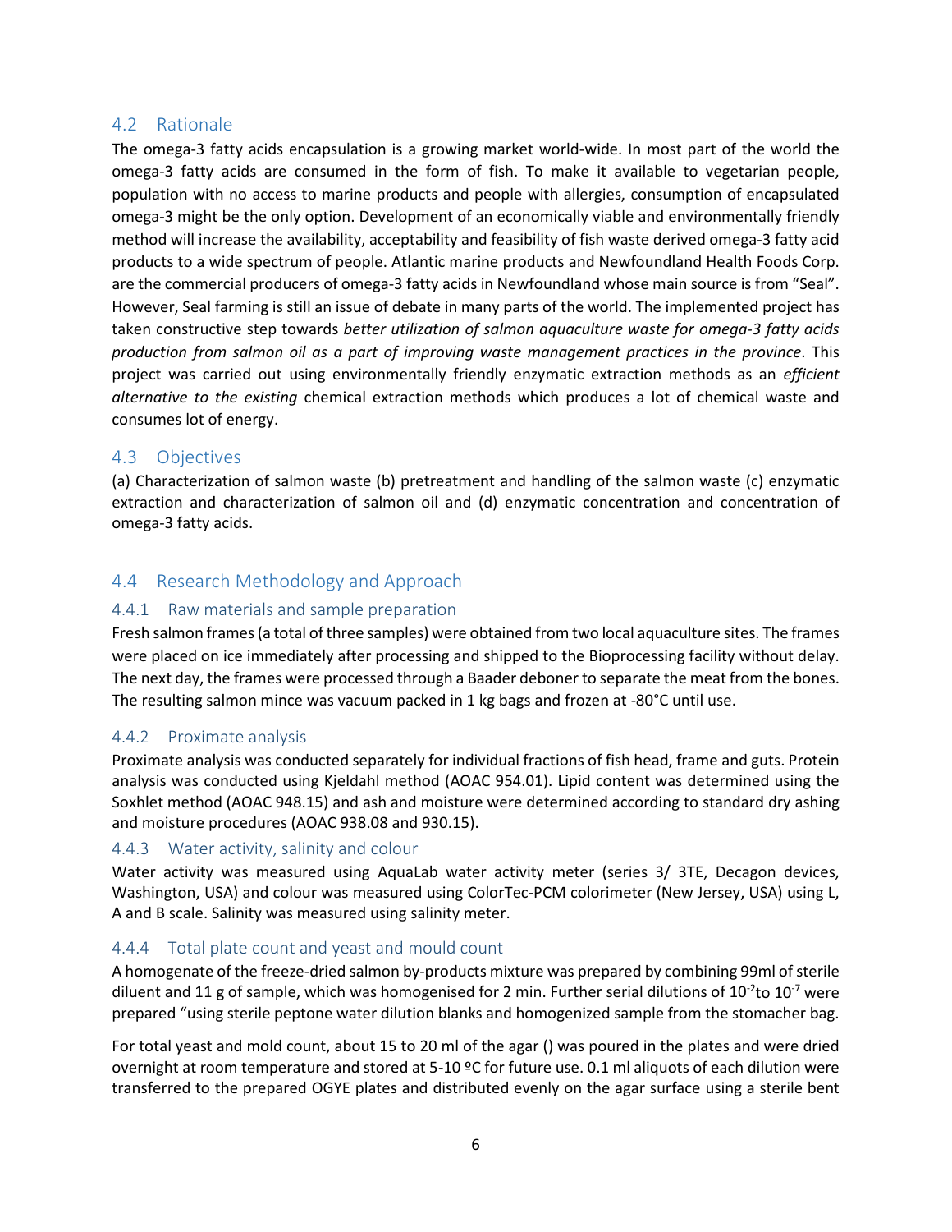## 4.2 Rationale

The omega-3 fatty acids encapsulation is a growing market world-wide. In most part of the world the omega-3 fatty acids are consumed in the form of fish. To make it available to vegetarian people, population with no access to marine products and people with allergies, consumption of encapsulated omega-3 might be the only option. Development of an economically viable and environmentally friendly method will increase the availability, acceptability and feasibility of fish waste derived omega-3 fatty acid products to a wide spectrum of people. Atlantic marine products and Newfoundland Health Foods Corp. are the commercial producers of omega-3 fatty acids in Newfoundland whose main source is from "Seal". However, Seal farming is still an issue of debate in many parts of the world. The implemented project has taken constructive step towards *better utilization of salmon aquaculture waste for omega-3 fatty acids production from salmon oil as a part of improving waste management practices in the province*. This project was carried out using environmentally friendly enzymatic extraction methods as an *efficient alternative to the existing* chemical extraction methods which produces a lot of chemical waste and consumes lot of energy.

## 4.3 Objectives

(a) Characterization of salmon waste (b) pretreatment and handling of the salmon waste (c) enzymatic extraction and characterization of salmon oil and (d) enzymatic concentration and concentration of omega-3 fatty acids.

## 4.4 Research Methodology and Approach

### 4.4.1 Raw materials and sample preparation

Fresh salmon frames (a total of three samples) were obtained from two local aquaculture sites. The frames were placed on ice immediately after processing and shipped to the Bioprocessing facility without delay. The next day, the frames were processed through a Baader deboner to separate the meat from the bones. The resulting salmon mince was vacuum packed in 1 kg bags and frozen at -80°C until use.

### 4.4.2 Proximate analysis

Proximate analysis was conducted separately for individual fractions of fish head, frame and guts. Protein analysis was conducted using Kjeldahl method (AOAC 954.01). Lipid content was determined using the Soxhlet method (AOAC 948.15) and ash and moisture were determined according to standard dry ashing and moisture procedures (AOAC 938.08 and 930.15).

### 4.4.3 Water activity, salinity and colour

Water activity was measured using AquaLab water activity meter (series 3/ 3TE, Decagon devices, Washington, USA) and colour was measured using ColorTec-PCM colorimeter (New Jersey, USA) using L, A and B scale. Salinity was measured using salinity meter.

### 4.4.4 Total plate count and yeast and mould count

A homogenate of the freeze-dried salmon by-products mixture was prepared by combining 99ml of sterile diluent and 11 g of sample, which was homogenised for 2 min. Further serial dilutions of $10^{-2}$to $10^{-7}$ were prepared "using sterile peptone water dilution blanks and homogenized sample from the stomacher bag.

For total yeast and mold count, about 15 to 20 ml of the agar () was poured in the plates and were dried overnight at room temperature and stored at 5-10 ºC for future use. 0.1 ml aliquots of each dilution were transferred to the prepared OGYE plates and distributed evenly on the agar surface using a sterile bent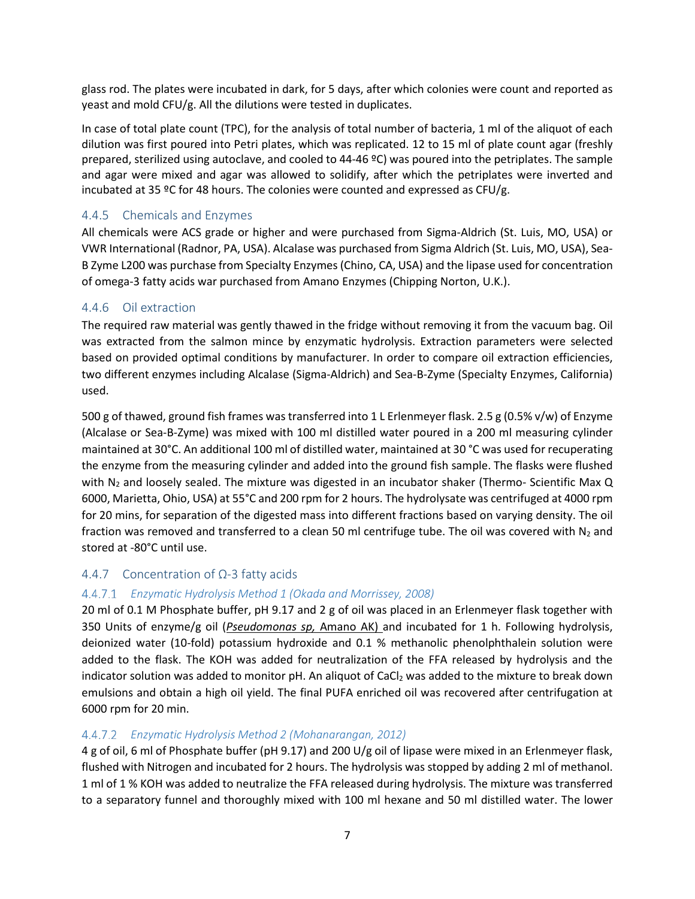glass rod. The plates were incubated in dark, for 5 days, after which colonies were count and reported as yeast and mold CFU/g. All the dilutions were tested in duplicates.

In case of total plate count (TPC), for the analysis of total number of bacteria, 1 ml of the aliquot of each dilution was first poured into Petri plates, which was replicated. 12 to 15 ml of plate count agar (freshly prepared, sterilized using autoclave, and cooled to 44-46 ºC) was poured into the petriplates. The sample and agar were mixed and agar was allowed to solidify, after which the petriplates were inverted and incubated at 35 ºC for 48 hours. The colonies were counted and expressed as CFU/g.

### 4.4.5 Chemicals and Enzymes

All chemicals were ACS grade or higher and were purchased from Sigma-Aldrich (St. Luis, MO, USA) or VWR International (Radnor, PA, USA). Alcalase was purchased from Sigma Aldrich (St. Luis, MO, USA), Sea-B Zyme L200 was purchase from Specialty Enzymes (Chino, CA, USA) and the lipase used for concentration of omega-3 fatty acids war purchased from Amano Enzymes (Chipping Norton, U.K.).

### 4.4.6 Oil extraction

The required raw material was gently thawed in the fridge without removing it from the vacuum bag. Oil was extracted from the salmon mince by enzymatic hydrolysis. Extraction parameters were selected based on provided optimal conditions by manufacturer. In order to compare oil extraction efficiencies, two different enzymes including Alcalase (Sigma-Aldrich) and Sea-B-Zyme (Specialty Enzymes, California) used.

500 g of thawed, ground fish frames was transferred into 1 L Erlenmeyer flask. 2.5 g (0.5% v/w) of Enzyme (Alcalase or Sea-B-Zyme) was mixed with 100 ml distilled water poured in a 200 ml measuring cylinder maintained at 30°C. An additional 100 ml of distilled water, maintained at 30 °C was used for recuperating the enzyme from the measuring cylinder and added into the ground fish sample. The flasks were flushed with $N_2$ and loosely sealed. The mixture was digested in an incubator shaker (Thermo- Scientific Max Q 6000, Marietta, Ohio, USA) at 55°C and 200 rpm for 2 hours. The hydrolysate was centrifuged at 4000 rpm for 20 mins, for separation of the digested mass into different fractions based on varying density. The oil fraction was removed and transferred to a clean 50 ml centrifuge tube. The oil was covered with $N_2$ and stored at -80°C until use.

### 4.4.7 Concentration of Ω-3 fatty acids

#### 4.4.7.1 *Enzymatic Hydrolysis Method 1 (Okada and Morrissey, 2008)*

20 ml of 0.1 M Phosphate buffer, pH 9.17 and 2 g of oil was placed in an Erlenmeyer flask together with 350 Units of enzyme/g oil (*Pseudomonas sp,* Amano AK) and incubated for 1 h. Following hydrolysis, deionized water (10-fold) potassium hydroxide and 0.1 % methanolic phenolphthalein solution were added to the flask. The KOH was added for neutralization of the FFA released by hydrolysis and the indicator solution was added to monitor pH. An aliquot of $CaCl_2$ was added to the mixture to break down emulsions and obtain a high oil yield. The final PUFA enriched oil was recovered after centrifugation at 6000 rpm for 20 min.

#### 4.4.7.2 *Enzymatic Hydrolysis Method 2 (Mohanarangan, 2012)*

4 g of oil, 6 ml of Phosphate buffer (pH 9.17) and 200 U/g oil of lipase were mixed in an Erlenmeyer flask, flushed with Nitrogen and incubated for 2 hours. The hydrolysis was stopped by adding 2 ml of methanol. 1 ml of 1 % KOH was added to neutralize the FFA released during hydrolysis. The mixture was transferred to a separatory funnel and thoroughly mixed with 100 ml hexane and 50 ml distilled water. The lower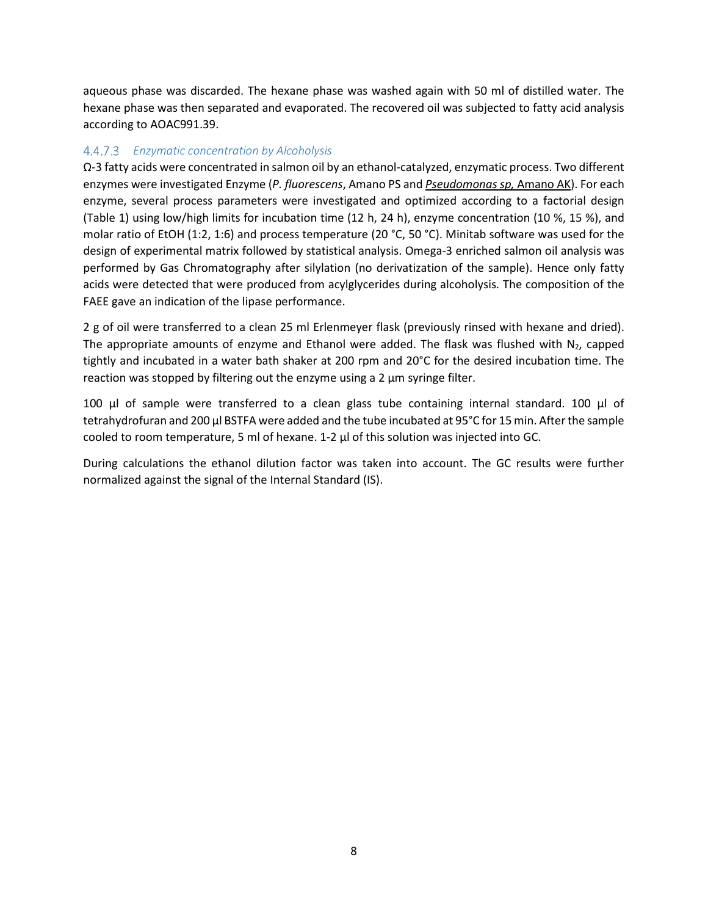aqueous phase was discarded. The hexane phase was washed again with 50 ml of distilled water. The hexane phase was then separated and evaporated. The recovered oil was subjected to fatty acid analysis according to AOAC991.39.

#### 4.4.7.3 *Enzymatic concentration by Alcoholysis*

Ω-3 fatty acids were concentrated in salmon oil by an ethanol-catalyzed, enzymatic process. Two different enzymes were investigated Enzyme (*P. fluorescens*, Amano PS and *Pseudomonas sp,* Amano AK). For each enzyme, several process parameters were investigated and optimized according to a factorial design (Table 1) using low/high limits for incubation time (12 h, 24 h), enzyme concentration (10 %, 15 %), and molar ratio of EtOH (1:2, 1:6) and process temperature (20 °C, 50 °C). Minitab software was used for the design of experimental matrix followed by statistical analysis. Omega-3 enriched salmon oil analysis was performed by Gas Chromatography after silylation (no derivatization of the sample). Hence only fatty acids were detected that were produced from acylglycerides during alcoholysis. The composition of the FAEE gave an indication of the lipase performance.

2 g of oil were transferred to a clean 25 ml Erlenmeyer flask (previously rinsed with hexane and dried). The appropriate amounts of enzyme and Ethanol were added. The flask was flushed with $N_2$, capped tightly and incubated in a water bath shaker at 200 rpm and 20°C for the desired incubation time. The reaction was stopped by filtering out the enzyme using a 2 µm syringe filter.

100 µl of sample were transferred to a clean glass tube containing internal standard. 100 µl of tetrahydrofuran and 200 µl BSTFA were added and the tube incubated at 95°C for 15 min. After the sample cooled to room temperature, 5 ml of hexane. 1-2 µl of this solution was injected into GC.

During calculations the ethanol dilution factor was taken into account. The GC results were further normalized against the signal of the Internal Standard (IS).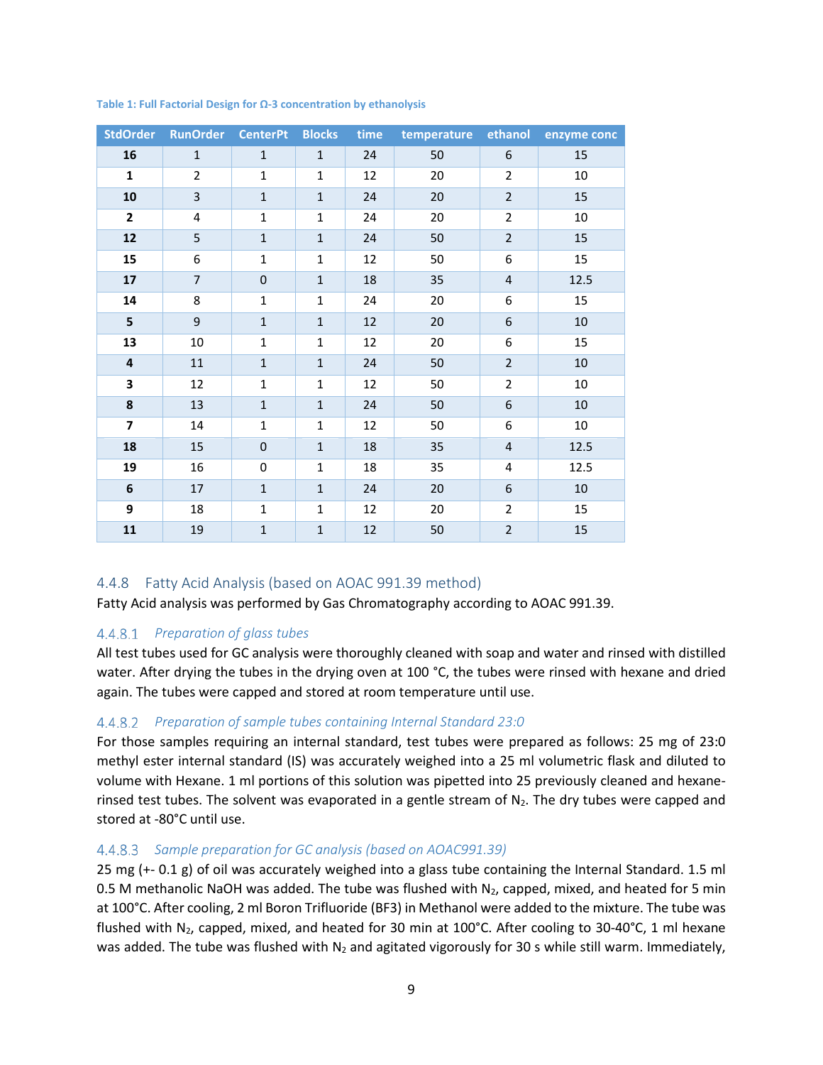Table 1: Full Factorial Design for Ω-3 concentration by ethanolysis

| StdOrder | RunOrder | CenterPt | Blocks | time | temperature | ethanol | enzyme conc |
|---|---|---|---|---|---|---|---|
| **16** | 1 | 1 | 1 | 24 | 50 | 6 | 15 |
| **1** | 2 | 1 | 1 | 12 | 20 | 2 | 10 |
| **10** | 3 | 1 | 1 | 24 | 20 | 2 | 15 |
| **2** | 4 | 1 | 1 | 24 | 20 | 2 | 10 |
| **12** | 5 | 1 | 1 | 24 | 50 | 2 | 15 |
| **15** | 6 | 1 | 1 | 12 | 50 | 6 | 15 |
| **17** | 7 | 0 | 1 | 18 | 35 | 4 | 12.5 |
| **14** | 8 | 1 | 1 | 24 | 20 | 6 | 15 |
| **5** | 9 | 1 | 1 | 12 | 20 | 6 | 10 |
| **13** | 10 | 1 | 1 | 12 | 20 | 6 | 15 |
| **4** | 11 | 1 | 1 | 24 | 50 | 2 | 10 |
| **3** | 12 | 1 | 1 | 12 | 50 | 2 | 10 |
| **8** | 13 | 1 | 1 | 24 | 50 | 6 | 10 |
| **7** | 14 | 1 | 1 | 12 | 50 | 6 | 10 |
| **18** | 15 | 0 | 1 | 18 | 35 | 4 | 12.5 |
| **19** | 16 | 0 | 1 | 18 | 35 | 4 | 12.5 |
| **6** | 17 | 1 | 1 | 24 | 20 | 6 | 10 |
| **9** | 18 | 1 | 1 | 12 | 20 | 2 | 15 |
| **11** | 19 | 1 | 1 | 12 | 50 | 2 | 15 |

### 4.4.8 Fatty Acid Analysis (based on AOAC 991.39 method)

Fatty Acid analysis was performed by Gas Chromatography according to AOAC 991.39.

#### 4.4.8.1 *Preparation of glass tubes*

All test tubes used for GC analysis were thoroughly cleaned with soap and water and rinsed with distilled water. After drying the tubes in the drying oven at 100 °C, the tubes were rinsed with hexane and dried again. The tubes were capped and stored at room temperature until use.

#### 4.4.8.2 *Preparation of sample tubes containing Internal Standard 23:0*

For those samples requiring an internal standard, test tubes were prepared as follows: 25 mg of 23:0 methyl ester internal standard (IS) was accurately weighed into a 25 ml volumetric flask and diluted to volume with Hexane. 1 ml portions of this solution was pipetted into 25 previously cleaned and hexane-rinsed test tubes. The solvent was evaporated in a gentle stream of $N_2$. The dry tubes were capped and stored at -80°C until use.

#### 4.4.8.3 *Sample preparation for GC analysis (based on AOAC991.39)*

25 mg (+- 0.1 g) of oil was accurately weighed into a glass tube containing the Internal Standard. 1.5 ml 0.5 M methanolic NaOH was added. The tube was flushed with $N_2$, capped, mixed, and heated for 5 min at 100°C. After cooling, 2 ml Boron Trifluoride (BF3) in Methanol were added to the mixture. The tube was flushed with $N_2$, capped, mixed, and heated for 30 min at 100°C. After cooling to 30-40°C, 1 ml hexane was added. The tube was flushed with $N_2$ and agitated vigorously for 30 s while still warm. Immediately,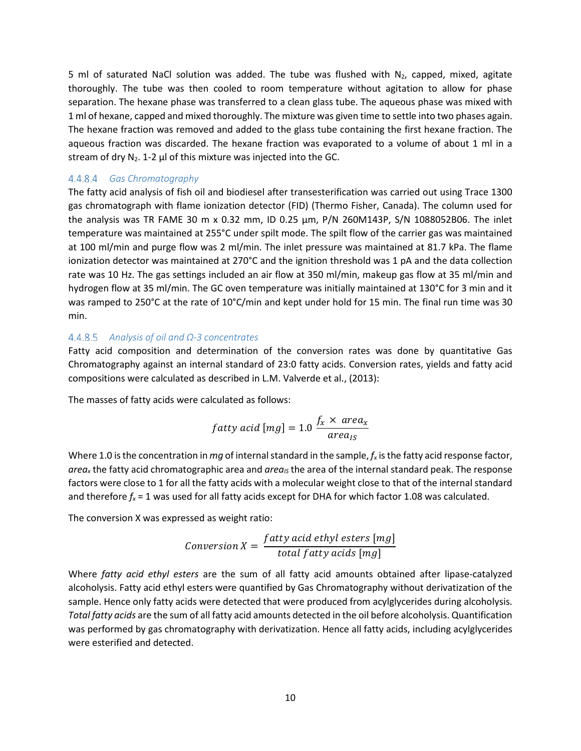5 ml of saturated NaCl solution was added. The tube was flushed with $N_2$, capped, mixed, agitate thoroughly. The tube was then cooled to room temperature without agitation to allow for phase separation. The hexane phase was transferred to a clean glass tube. The aqueous phase was mixed with 1 ml of hexane, capped and mixed thoroughly. The mixture was given time to settle into two phases again. The hexane fraction was removed and added to the glass tube containing the first hexane fraction. The aqueous fraction was discarded. The hexane fraction was evaporated to a volume of about 1 ml in a stream of dry $N_2$. 1-2 µl of this mixture was injected into the GC.

#### 4.4.8.4 *Gas Chromatography*

The fatty acid analysis of fish oil and biodiesel after transesterification was carried out using Trace 1300 gas chromatograph with flame ionization detector (FID) (Thermo Fisher, Canada). The column used for the analysis was TR FAME 30 m x 0.32 mm, ID 0.25 µm, P/N 260M143P, S/N 1088052B06. The inlet temperature was maintained at 255°C under spilt mode. The spilt flow of the carrier gas was maintained at 100 ml/min and purge flow was 2 ml/min. The inlet pressure was maintained at 81.7 kPa. The flame ionization detector was maintained at 270°C and the ignition threshold was 1 pA and the data collection rate was 10 Hz. The gas settings included an air flow at 350 ml/min, makeup gas flow at 35 ml/min and hydrogen flow at 35 ml/min. The GC oven temperature was initially maintained at 130°C for 3 min and it was ramped to 250°C at the rate of 10°C/min and kept under hold for 15 min. The final run time was 30 min.

#### 4.4.8.5 *Analysis of oil and Ω-3 concentrates*

Fatty acid composition and determination of the conversion rates was done by quantitative Gas Chromatography against an internal standard of 23:0 fatty acids. Conversion rates, yields and fatty acid compositions were calculated as described in L.M. Valverde et al., (2013):

The masses of fatty acids were calculated as follows:

$$fatty\ acid\ [mg] = 1.0\ \frac{f_x \times area_x}{area_{IS}}$$

Where 1.0 is the concentration in *mg* of internal standard in the sample, $f_x$ is the fatty acid response factor, $area_x$ the fatty acid chromatographic area and $area_{IS}$ the area of the internal standard peak. The response factors were close to 1 for all the fatty acids with a molecular weight close to that of the internal standard and therefore $f_x = 1$ was used for all fatty acids except for DHA for which factor 1.08 was calculated.

The conversion X was expressed as weight ratio:

$$Conversion\ X = \frac{fatty\ acid\ ethyl\ esters\ [mg]}{total\ fatty\ acids\ [mg]}$$

Where *fatty acid ethyl esters* are the sum of all fatty acid amounts obtained after lipase-catalyzed alcoholysis. Fatty acid ethyl esters were quantified by Gas Chromatography without derivatization of the sample. Hence only fatty acids were detected that were produced from acylglycerides during alcoholysis. *Total fatty acids* are the sum of all fatty acid amounts detected in the oil before alcoholysis. Quantification was performed by gas chromatography with derivatization. Hence all fatty acids, including acylglycerides were esterified and detected.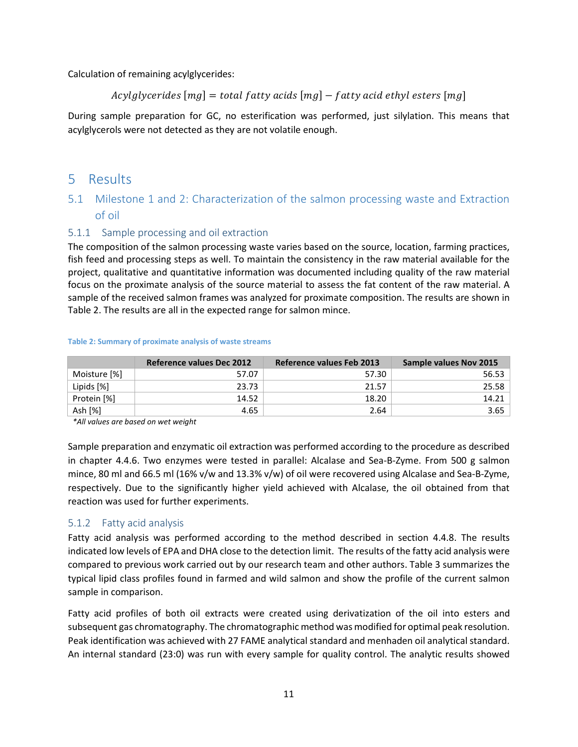Calculation of remaining acylglycerides:

$$Acylglycerides\ [mg] = total\ fatty\ acids\ [mg] - fatty\ acid\ ethyl\ esters\ [mg]$$

During sample preparation for GC, no esterification was performed, just silylation. This means that acylglycerols were not detected as they are not volatile enough.

# 5 Results

## 5.1 Milestone 1 and 2: Characterization of the salmon processing waste and Extraction of oil

### 5.1.1 Sample processing and oil extraction

The composition of the salmon processing waste varies based on the source, location, farming practices, fish feed and processing steps as well. To maintain the consistency in the raw material available for the project, qualitative and quantitative information was documented including quality of the raw material focus on the proximate analysis of the source material to assess the fat content of the raw material. A sample of the received salmon frames was analyzed for proximate composition. The results are shown in Table 2. The results are all in the expected range for salmon mince.

**Table 2: Summary of proximate analysis of waste streams**

| | Reference values Dec 2012 | Reference values Feb 2013 | Sample values Nov 2015 |
|---|---|---|---|
| Moisture [%] | 57.07 | 57.30 | 56.53 |
| Lipids [%] | 23.73 | 21.57 | 25.58 |
| Protein [%] | 14.52 | 18.20 | 14.21 |
| Ash [%] | 4.65 | 2.64 | 3.65 |

*\*All values are based on wet weight*

Sample preparation and enzymatic oil extraction was performed according to the procedure as described in chapter 4.4.6. Two enzymes were tested in parallel: Alcalase and Sea-B-Zyme. From 500 g salmon mince, 80 ml and 66.5 ml (16% v/w and 13.3% v/w) of oil were recovered using Alcalase and Sea-B-Zyme, respectively. Due to the significantly higher yield achieved with Alcalase, the oil obtained from that reaction was used for further experiments.

### 5.1.2 Fatty acid analysis

Fatty acid analysis was performed according to the method described in section 4.4.8. The results indicated low levels of EPA and DHA close to the detection limit. The results of the fatty acid analysis were compared to previous work carried out by our research team and other authors. Table 3 summarizes the typical lipid class profiles found in farmed and wild salmon and show the profile of the current salmon sample in comparison.

Fatty acid profiles of both oil extracts were created using derivatization of the oil into esters and subsequent gas chromatography. The chromatographic method was modified for optimal peak resolution. Peak identification was achieved with 27 FAME analytical standard and menhaden oil analytical standard. An internal standard (23:0) was run with every sample for quality control. The analytic results showed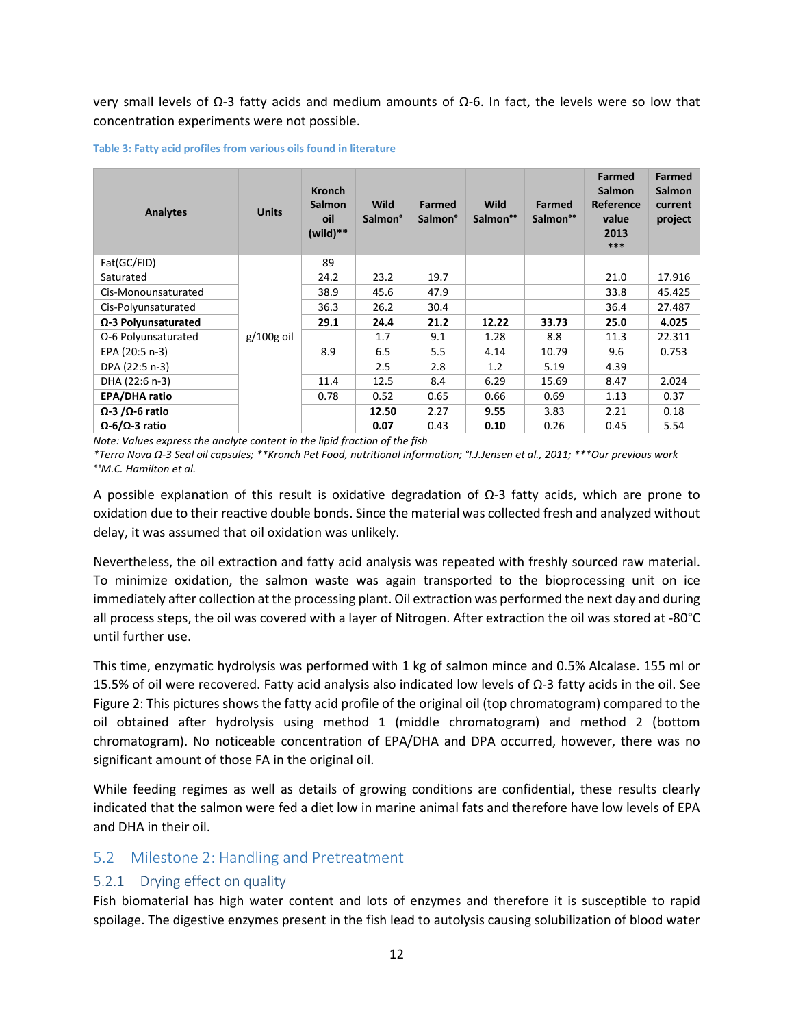very small levels of Ω-3 fatty acids and medium amounts of Ω-6. In fact, the levels were so low that concentration experiments were not possible.

**Table 3: Fatty acid profiles from various oils found in literature**

| Analytes | Units | Kronch Salmon oil (wild)** | Wild Salmon° | Farmed Salmon° | Wild Salmon°° | Farmed Salmon°° | Farmed Salmon Reference value 2013 *** | Farmed Salmon current project |
|---|---|---|---|---|---|---|---|---|
| Fat(GC/FID) | g/100g oil | 89 | | | | | | |
| Saturated | | 24.2 | 23.2 | 19.7 | | | 21.0 | 17.916 |
| Cis-Monounsaturated | | 38.9 | 45.6 | 47.9 | | | 33.8 | 45.425 |
| Cis-Polyunsaturated | | 36.3 | 26.2 | 30.4 | | | 36.4 | 27.487 |
| **Ω-3 Polyunsaturated** | | **29.1** | **24.4** | **21.2** | **12.22** | **33.73** | **25.0** | **4.025** |
| Ω-6 Polyunsaturated | | | 1.7 | 9.1 | 1.28 | 8.8 | 11.3 | 22.311 |
| EPA (20:5 n-3) | | 8.9 | 6.5 | 5.5 | 4.14 | 10.79 | 9.6 | 0.753 |
| DPA (22:5 n-3) | | | 2.5 | 2.8 | 1.2 | 5.19 | 4.39 | |
| DHA (22:6 n-3) | | 11.4 | 12.5 | 8.4 | 6.29 | 15.69 | 8.47 | 2.024 |
| **EPA/DHA ratio** | | 0.78 | 0.52 | 0.65 | 0.66 | 0.69 | 1.13 | 0.37 |
| **Ω-3 /Ω-6 ratio** | | | **12.50** | 2.27 | **9.55** | 3.83 | 2.21 | 0.18 |
| **Ω-6/Ω-3 ratio** | | | **0.07** | 0.43 | **0.10** | 0.26 | 0.45 | 5.54 |

*Note: Values express the analyte content in the lipid fraction of the fish*
**Terra Nova Ω-3 Seal oil capsules; **Kronch Pet Food, nutritional information; °I.J.Jensen et al., 2011; ***Our previous work °°M.C. Hamilton et al.*

A possible explanation of this result is oxidative degradation of Ω-3 fatty acids, which are prone to oxidation due to their reactive double bonds. Since the material was collected fresh and analyzed without delay, it was assumed that oil oxidation was unlikely.

Nevertheless, the oil extraction and fatty acid analysis was repeated with freshly sourced raw material. To minimize oxidation, the salmon waste was again transported to the bioprocessing unit on ice immediately after collection at the processing plant. Oil extraction was performed the next day and during all process steps, the oil was covered with a layer of Nitrogen. After extraction the oil was stored at -80°C until further use.

This time, enzymatic hydrolysis was performed with 1 kg of salmon mince and 0.5% Alcalase. 155 ml or 15.5% of oil were recovered. Fatty acid analysis also indicated low levels of Ω-3 fatty acids in the oil. See Figure 2: This pictures shows the fatty acid profile of the original oil (top chromatogram) compared to the oil obtained after hydrolysis using method 1 (middle chromatogram) and method 2 (bottom chromatogram). No noticeable concentration of EPA/DHA and DPA occurred, however, there was no significant amount of those FA in the original oil.

While feeding regimes as well as details of growing conditions are confidential, these results clearly indicated that the salmon were fed a diet low in marine animal fats and therefore have low levels of EPA and DHA in their oil.

## 5.2 Milestone 2: Handling and Pretreatment

### 5.2.1 Drying effect on quality

Fish biomaterial has high water content and lots of enzymes and therefore it is susceptible to rapid spoilage. The digestive enzymes present in the fish lead to autolysis causing solubilization of blood water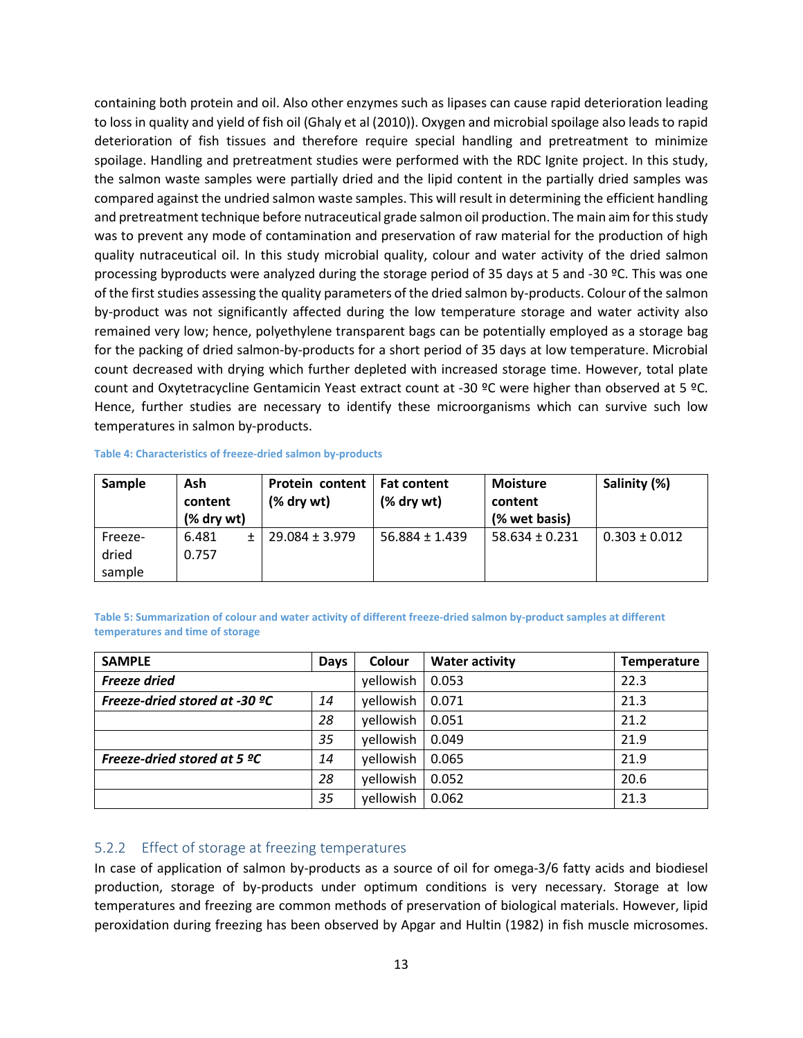containing both protein and oil. Also other enzymes such as lipases can cause rapid deterioration leading to loss in quality and yield of fish oil (Ghaly et al (2010)). Oxygen and microbial spoilage also leads to rapid deterioration of fish tissues and therefore require special handling and pretreatment to minimize spoilage. Handling and pretreatment studies were performed with the RDC Ignite project. In this study, the salmon waste samples were partially dried and the lipid content in the partially dried samples was compared against the undried salmon waste samples. This will result in determining the efficient handling and pretreatment technique before nutraceutical grade salmon oil production. The main aim for this study was to prevent any mode of contamination and preservation of raw material for the production of high quality nutraceutical oil. In this study microbial quality, colour and water activity of the dried salmon processing byproducts were analyzed during the storage period of 35 days at 5 and -30 ºC. This was one of the first studies assessing the quality parameters of the dried salmon by-products. Colour of the salmon by-product was not significantly affected during the low temperature storage and water activity also remained very low; hence, polyethylene transparent bags can be potentially employed as a storage bag for the packing of dried salmon-by-products for a short period of 35 days at low temperature. Microbial count decreased with drying which further depleted with increased storage time. However, total plate count and Oxytetracycline Gentamicin Yeast extract count at -30 ºC were higher than observed at 5 ºC. Hence, further studies are necessary to identify these microorganisms which can survive such low temperatures in salmon by-products.

**Table 4: Characteristics of freeze-dried salmon by-products**

| Sample | Ash content (% dry wt) | Protein content (% dry wt) | Fat content (% dry wt) | Moisture content (% wet basis) | Salinity (%) |
|---|---|---|---|---|---|
| Freeze-dried sample | 6.481 ± 0.757 | 29.084 ± 3.979 | 56.884 ± 1.439 | 58.634 ± 0.231 | 0.303 ± 0.012 |

**Table 5: Summarization of colour and water activity of different freeze-dried salmon by-product samples at different temperatures and time of storage**

| SAMPLE | Days | Colour | Water activity | Temperature |
|---|---|---|---|---|
| ***Freeze dried*** | | yellowish | 0.053 | 22.3 |
| ***Freeze-dried stored at -30 ºC*** | *14* | yellowish | 0.071 | 21.3 |
| | *28* | yellowish | 0.051 | 21.2 |
| | *35* | yellowish | 0.049 | 21.9 |
| ***Freeze-dried stored at 5 ºC*** | *14* | yellowish | 0.065 | 21.9 |
| | *28* | yellowish | 0.052 | 20.6 |
| | *35* | yellowish | 0.062 | 21.3 |

### 5.2.2 Effect of storage at freezing temperatures

In case of application of salmon by-products as a source of oil for omega-3/6 fatty acids and biodiesel production, storage of by-products under optimum conditions is very necessary. Storage at low temperatures and freezing are common methods of preservation of biological materials. However, lipid peroxidation during freezing has been observed by Apgar and Hultin (1982) in fish muscle microsomes.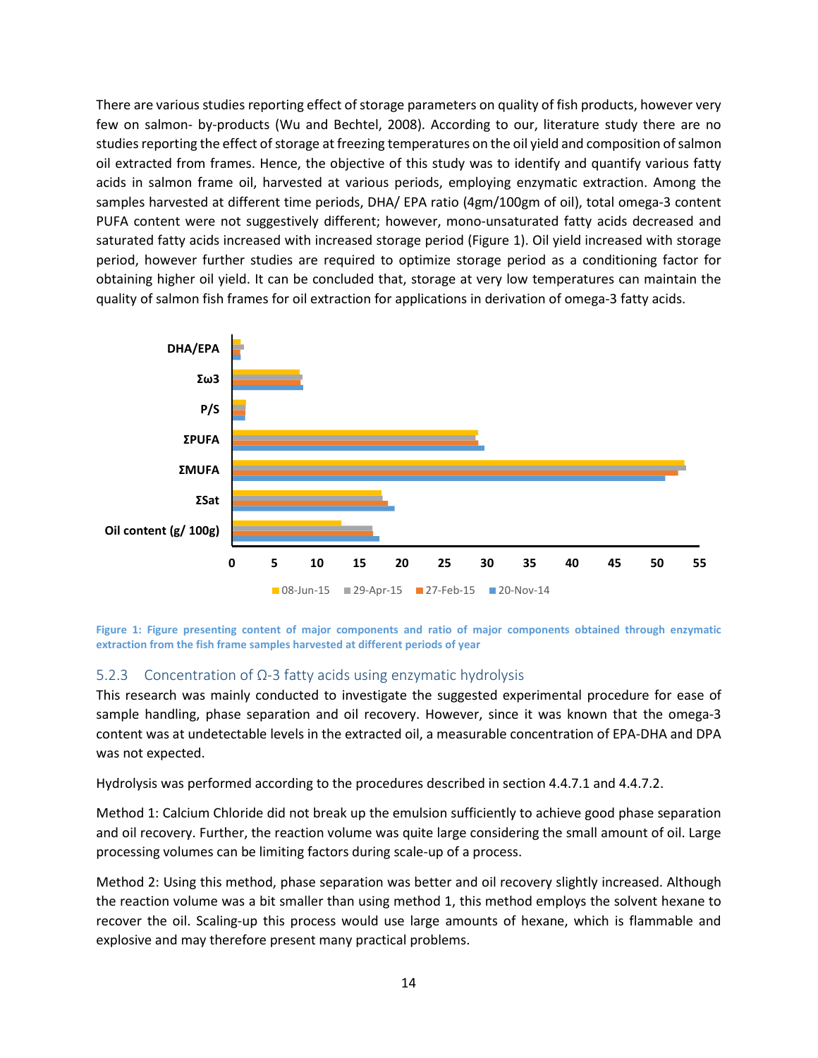There are various studies reporting effect of storage parameters on quality of fish products, however very few on salmon- by-products (Wu and Bechtel, 2008). According to our, literature study there are no studies reporting the effect of storage at freezing temperatures on the oil yield and composition of salmon oil extracted from frames. Hence, the objective of this study was to identify and quantify various fatty acids in salmon frame oil, harvested at various periods, employing enzymatic extraction. Among the samples harvested at different time periods, DHA/ EPA ratio (4gm/100gm of oil), total omega-3 content PUFA content were not suggestively different; however, mono-unsaturated fatty acids decreased and saturated fatty acids increased with increased storage period (Figure 1). Oil yield increased with storage period, however further studies are required to optimize storage period as a conditioning factor for obtaining higher oil yield. It can be concluded that, storage at very low temperatures can maintain the quality of salmon fish frames for oil extraction for applications in derivation of omega-3 fatty acids.

**Figure 1: Figure presenting content of major components and ratio of major components obtained through enzymatic extraction from the fish frame samples harvested at different periods of year**

### 5.2.3 Concentration of Ω-3 fatty acids using enzymatic hydrolysis

This research was mainly conducted to investigate the suggested experimental procedure for ease of sample handling, phase separation and oil recovery. However, since it was known that the omega-3 content was at undetectable levels in the extracted oil, a measurable concentration of EPA-DHA and DPA was not expected.

Hydrolysis was performed according to the procedures described in section 4.4.7.1 and 4.4.7.2.

Method 1: Calcium Chloride did not break up the emulsion sufficiently to achieve good phase separation and oil recovery. Further, the reaction volume was quite large considering the small amount of oil. Large processing volumes can be limiting factors during scale-up of a process.

Method 2: Using this method, phase separation was better and oil recovery slightly increased. Although the reaction volume was a bit smaller than using method 1, this method employs the solvent hexane to recover the oil. Scaling-up this process would use large amounts of hexane, which is flammable and explosive and may therefore present many practical problems.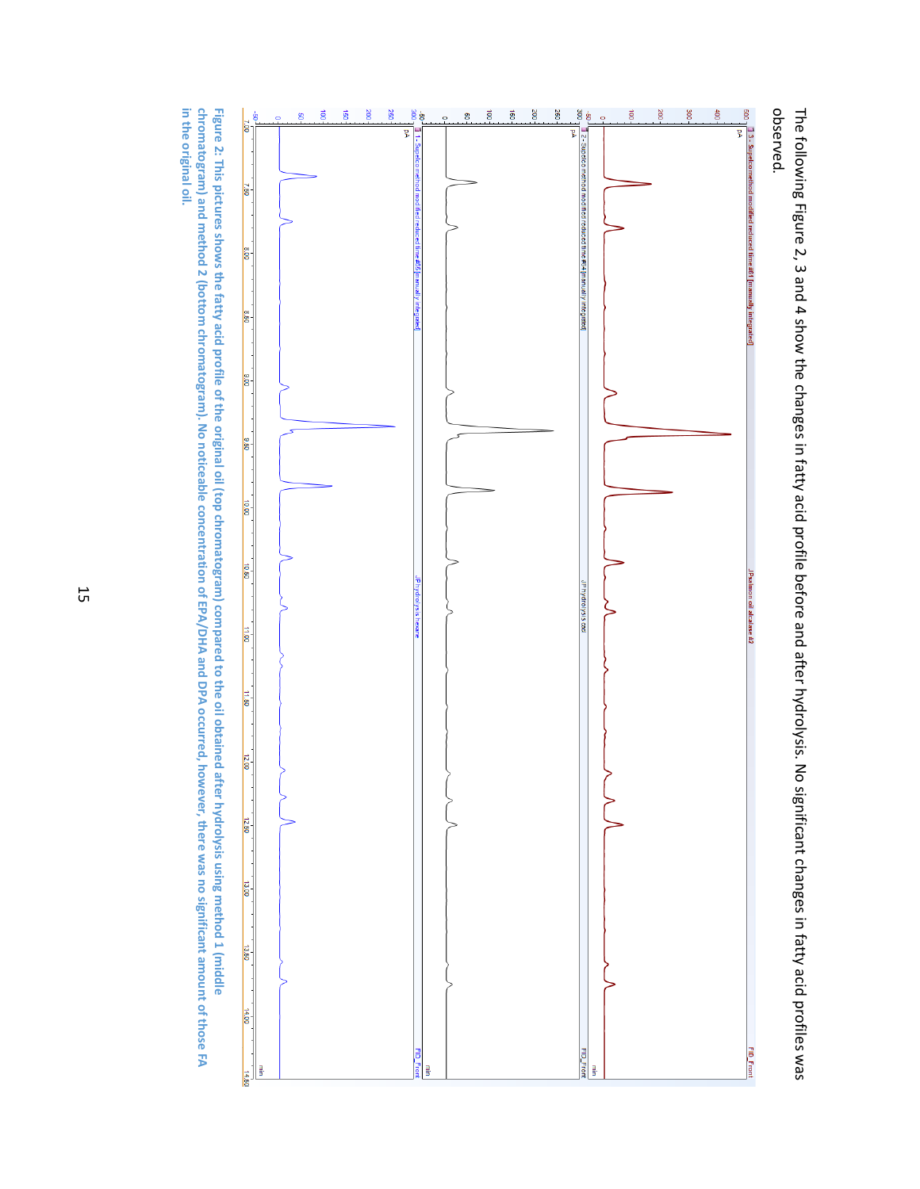The following Figure 2, 3 and 4 show the changes in fatty acid profile before and after hydrolysis. No significant changes in fatty acid profiles was observed.

**Figure 2: This pictures shows the fatty acid profile of the original oil (top chromatogram) compared to the oil obtained after hydrolysis using method 1 (middle chromatogram) and method 2 (bottom chromatogram). No noticeable concentration of EPA/DHA and DPA occurred, however, there was no significant amount of those FA in the original oil.**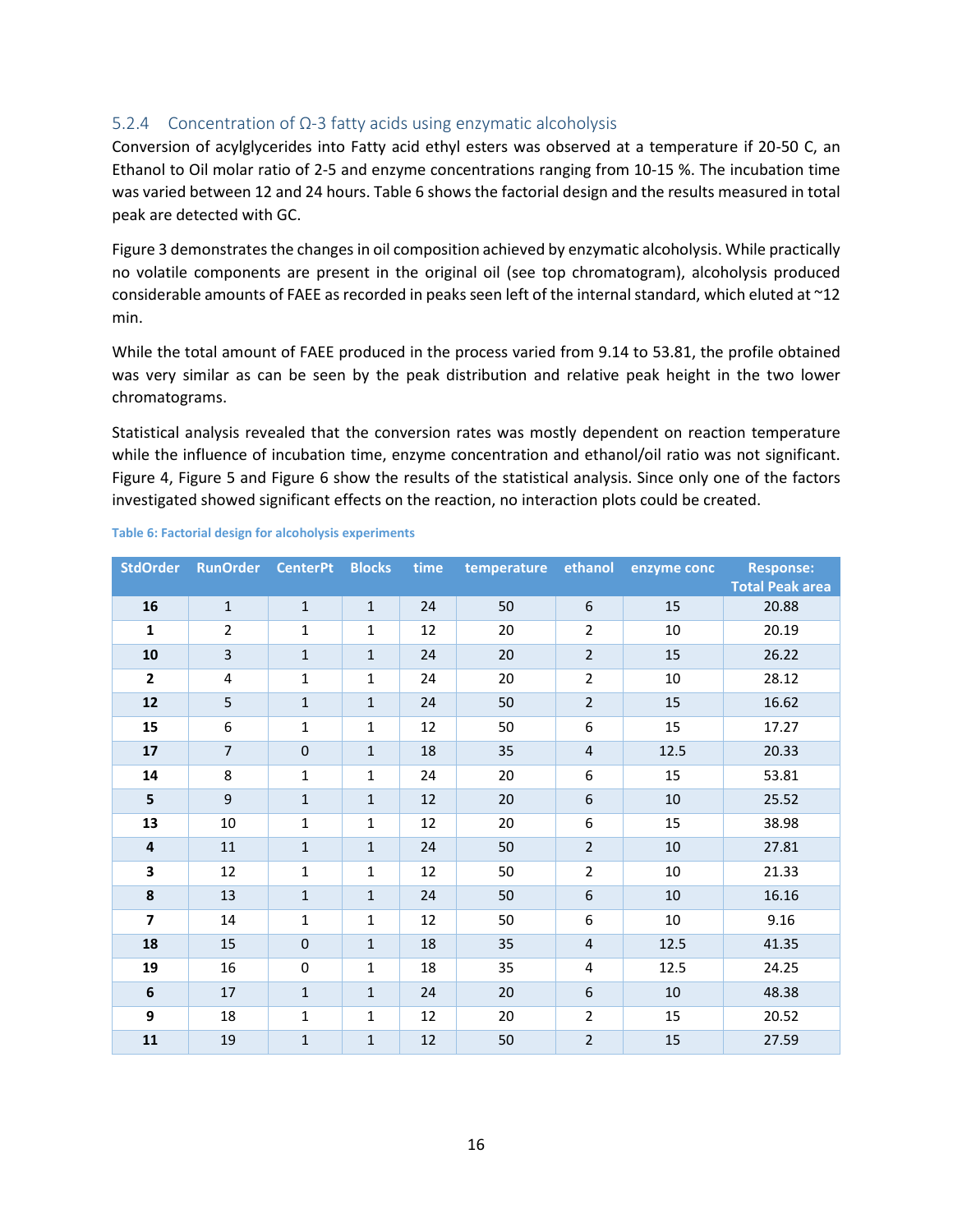### 5.2.4 Concentration of Ω-3 fatty acids using enzymatic alcoholysis

Conversion of acylglycerides into Fatty acid ethyl esters was observed at a temperature if 20-50 C, an Ethanol to Oil molar ratio of 2-5 and enzyme concentrations ranging from 10-15 %. The incubation time was varied between 12 and 24 hours. Table 6 shows the factorial design and the results measured in total peak are detected with GC.

Figure 3 demonstrates the changes in oil composition achieved by enzymatic alcoholysis. While practically no volatile components are present in the original oil (see top chromatogram), alcoholysis produced considerable amounts of FAEE as recorded in peaks seen left of the internal standard, which eluted at ~12 min.

While the total amount of FAEE produced in the process varied from 9.14 to 53.81, the profile obtained was very similar as can be seen by the peak distribution and relative peak height in the two lower chromatograms.

Statistical analysis revealed that the conversion rates was mostly dependent on reaction temperature while the influence of incubation time, enzyme concentration and ethanol/oil ratio was not significant. Figure 4, Figure 5 and Figure 6 show the results of the statistical analysis. Since only one of the factors investigated showed significant effects on the reaction, no interaction plots could be created.

**Table 6: Factorial design for alcoholysis experiments**

| StdOrder | RunOrder | CenterPt | Blocks | time | temperature | ethanol | enzyme conc | Response: Total Peak area |
|---|---|---|---|---|---|---|---|---|
| **16** | 1 | 1 | 1 | 24 | 50 | 6 | 15 | 20.88 |
| **1** | 2 | 1 | 1 | 12 | 20 | 2 | 10 | 20.19 |
| **10** | 3 | 1 | 1 | 24 | 20 | 2 | 15 | 26.22 |
| **2** | 4 | 1 | 1 | 24 | 20 | 2 | 10 | 28.12 |
| **12** | 5 | 1 | 1 | 24 | 50 | 2 | 15 | 16.62 |
| **15** | 6 | 1 | 1 | 12 | 50 | 6 | 15 | 17.27 |
| **17** | 7 | 0 | 1 | 18 | 35 | 4 | 12.5 | 20.33 |
| **14** | 8 | 1 | 1 | 24 | 20 | 6 | 15 | 53.81 |
| **5** | 9 | 1 | 1 | 12 | 20 | 6 | 10 | 25.52 |
| **13** | 10 | 1 | 1 | 12 | 20 | 6 | 15 | 38.98 |
| **4** | 11 | 1 | 1 | 24 | 50 | 2 | 10 | 27.81 |
| **3** | 12 | 1 | 1 | 12 | 50 | 2 | 10 | 21.33 |
| **8** | 13 | 1 | 1 | 24 | 50 | 6 | 10 | 16.16 |
| **7** | 14 | 1 | 1 | 12 | 50 | 6 | 10 | 9.16 |
| **18** | 15 | 0 | 1 | 18 | 35 | 4 | 12.5 | 41.35 |
| **19** | 16 | 0 | 1 | 18 | 35 | 4 | 12.5 | 24.25 |
| **6** | 17 | 1 | 1 | 24 | 20 | 6 | 10 | 48.38 |
| **9** | 18 | 1 | 1 | 12 | 20 | 2 | 15 | 20.52 |
| **11** | 19 | 1 | 1 | 12 | 50 | 2 | 15 | 27.59 |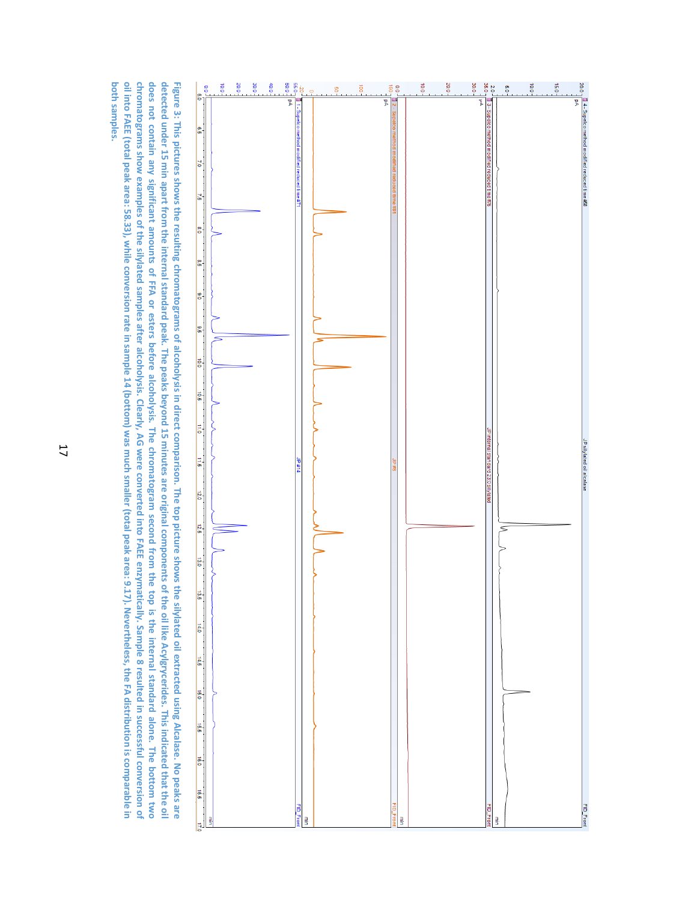**Figure 3: This pictures shows the resulting chromatograms of alcoholysis in direct comparison. The top picture shows the silylated oil extracted using Alcalase. No peaks are detected under 15 min apart from the internal standard peak. The peaks beyond 15 minutes are original components of the oil like Acylgryceride. This indicated that the oil does not contain any significant amounts of FFA or esters before alcoholysis. The chromatogram second from the top is the internal standard alone. The bottom two chromatograms show examples of the silylated samples after alcoholysis. Clearly, AG were converted into FAEE enzymatically. Sample 8 resulted in successful conversion of oil into FAEE (total peak area: 58.33), while conversion rate in sample 14 (bottom) was much smaller (total peak area: 9.17). Nevertheless, the FA distribution is comparable in both samples.**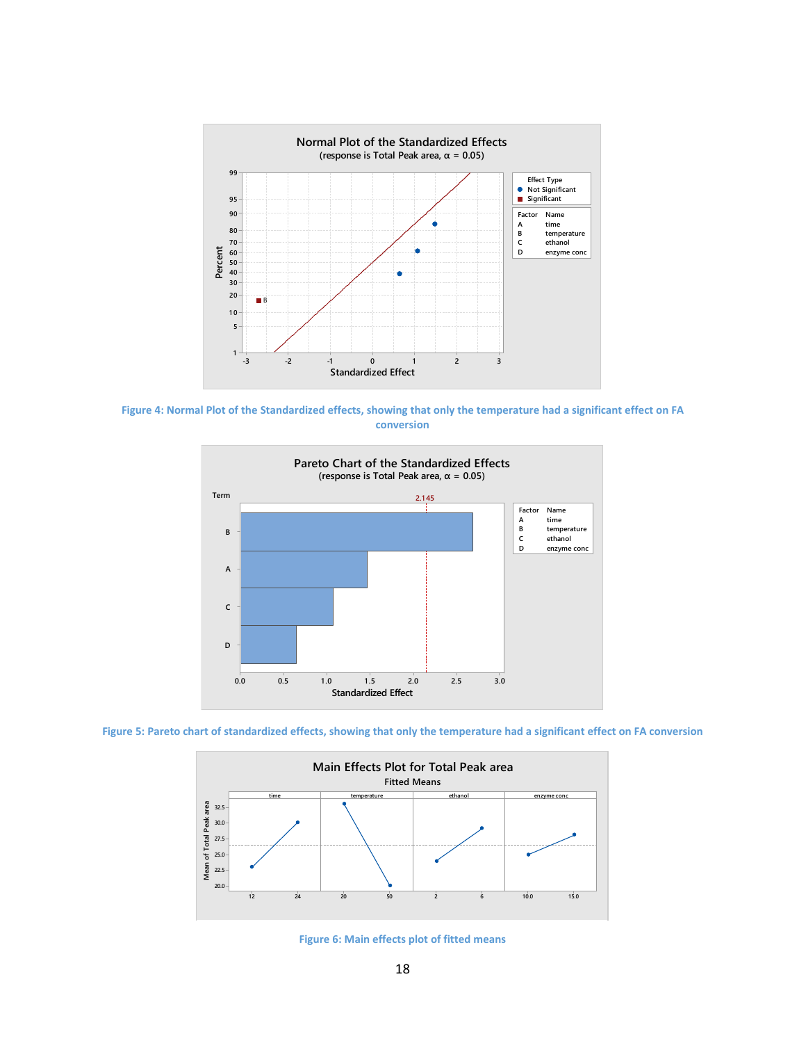Figure 4: Normal Plot of the Standardized effects, showing that only the temperature had a significant effect on FA conversion

Figure 5: Pareto chart of standardized effects, showing that only the temperature had a significant effect on FA conversion

Figure 6: Main effects plot of fitted means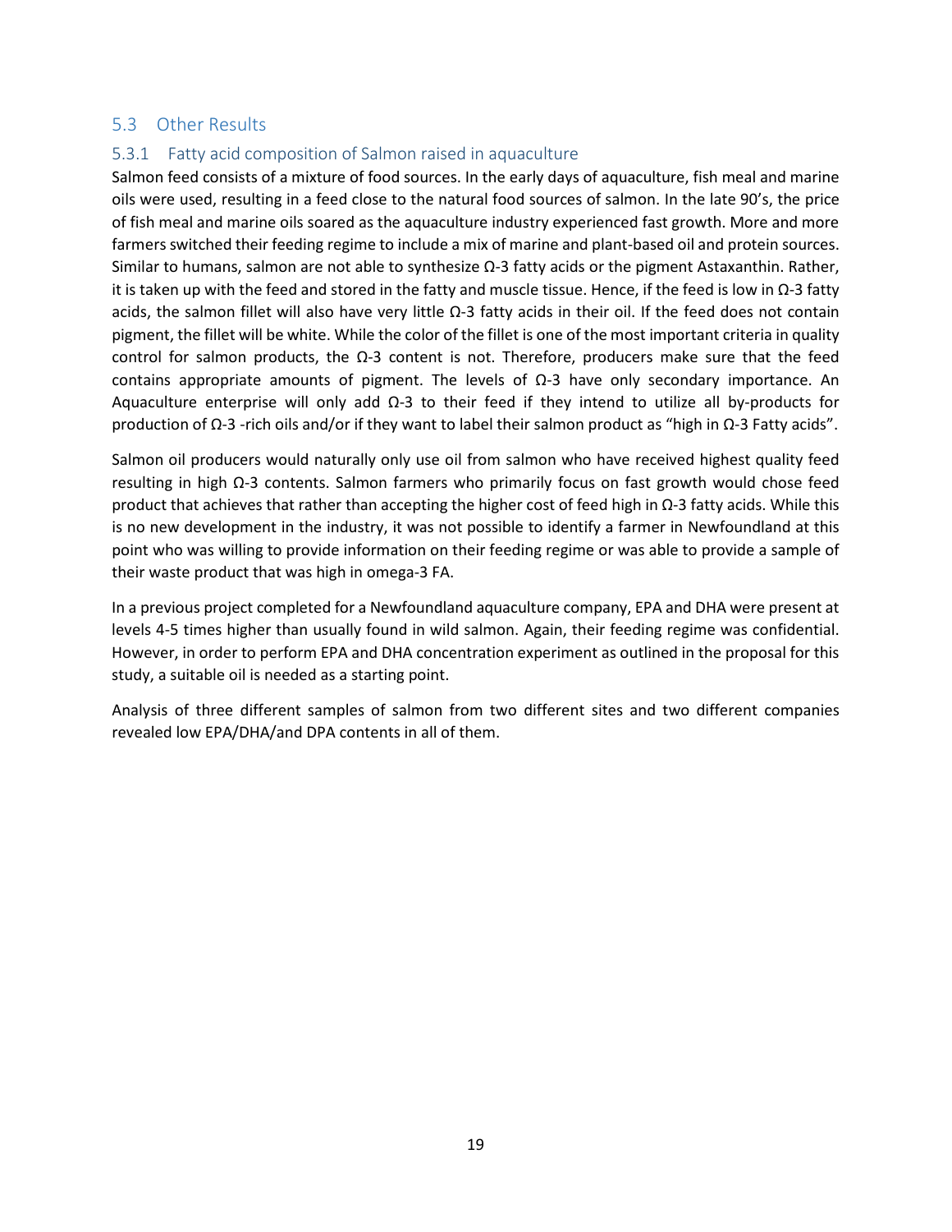## 5.3 Other Results

### 5.3.1 Fatty acid composition of Salmon raised in aquaculture

Salmon feed consists of a mixture of food sources. In the early days of aquaculture, fish meal and marine oils were used, resulting in a feed close to the natural food sources of salmon. In the late 90's, the price of fish meal and marine oils soared as the aquaculture industry experienced fast growth. More and more farmers switched their feeding regime to include a mix of marine and plant-based oil and protein sources. Similar to humans, salmon are not able to synthesize Ω-3 fatty acids or the pigment Astaxanthin. Rather, it is taken up with the feed and stored in the fatty and muscle tissue. Hence, if the feed is low in Ω-3 fatty acids, the salmon fillet will also have very little Ω-3 fatty acids in their oil. If the feed does not contain pigment, the fillet will be white. While the color of the fillet is one of the most important criteria in quality control for salmon products, the Ω-3 content is not. Therefore, producers make sure that the feed contains appropriate amounts of pigment. The levels of Ω-3 have only secondary importance. An Aquaculture enterprise will only add Ω-3 to their feed if they intend to utilize all by-products for production of Ω-3 -rich oils and/or if they want to label their salmon product as "high in Ω-3 Fatty acids".

Salmon oil producers would naturally only use oil from salmon who have received highest quality feed resulting in high Ω-3 contents. Salmon farmers who primarily focus on fast growth would chose feed product that achieves that rather than accepting the higher cost of feed high in Ω-3 fatty acids. While this is no new development in the industry, it was not possible to identify a farmer in Newfoundland at this point who was willing to provide information on their feeding regime or was able to provide a sample of their waste product that was high in omega-3 FA.

In a previous project completed for a Newfoundland aquaculture company, EPA and DHA were present at levels 4-5 times higher than usually found in wild salmon. Again, their feeding regime was confidential. However, in order to perform EPA and DHA concentration experiment as outlined in the proposal for this study, a suitable oil is needed as a starting point.

Analysis of three different samples of salmon from two different sites and two different companies revealed low EPA/DHA/and DPA contents in all of them.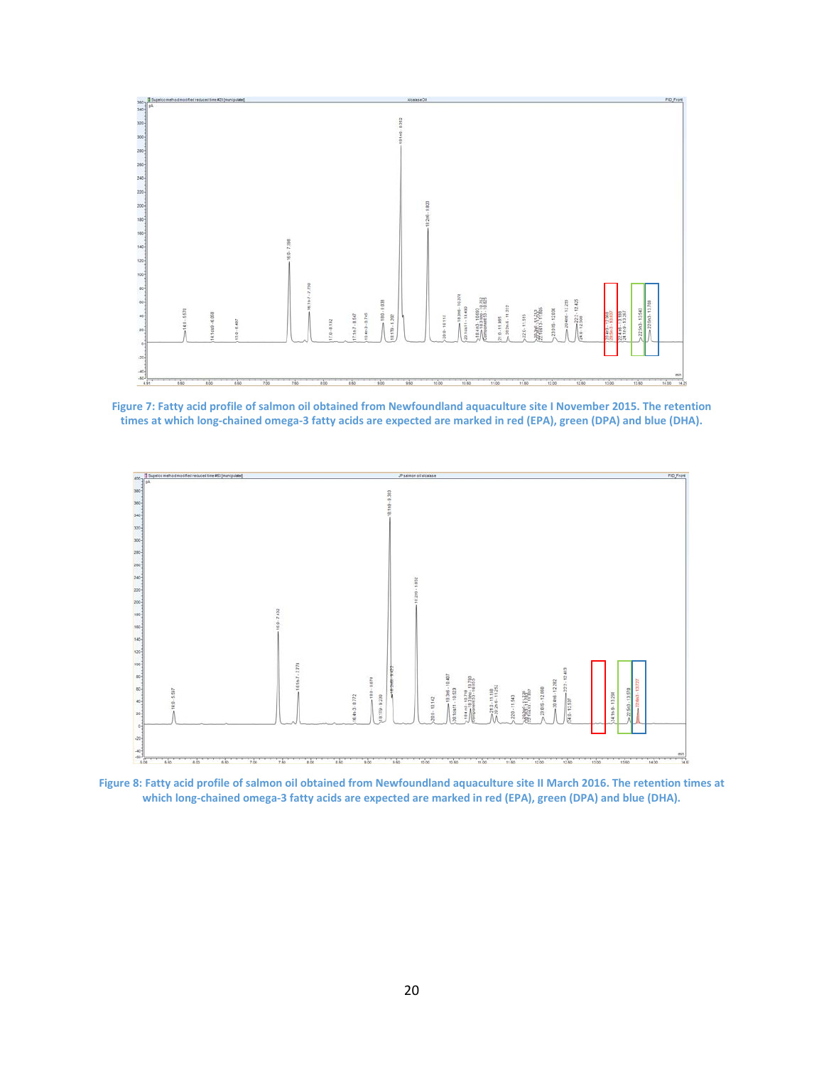Figure 7: Fatty acid profile of salmon oil obtained from Newfoundland aquaculture site I November 2015. The retention times at which long-chained omega-3 fatty acids are expected are marked in red (EPA), green (DPA) and blue (DHA).

Figure 8: Fatty acid profile of salmon oil obtained from Newfoundland aquaculture site II March 2016. The retention times at which long-chained omega-3 fatty acids are expected are marked in red (EPA), green (DPA) and blue (DHA).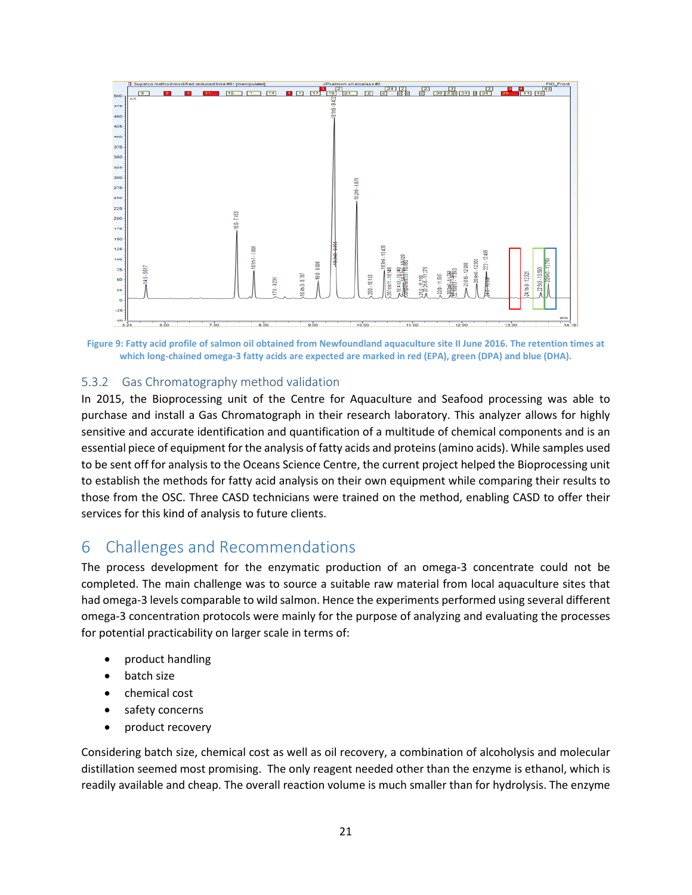Figure 9: Fatty acid profile of salmon oil obtained from Newfoundland aquaculture site II June 2016. The retention times at which long-chained omega-3 fatty acids are expected are marked in red (EPA), green (DPA) and blue (DHA).

### 5.3.2 Gas Chromatography method validation

In 2015, the Bioprocessing unit of the Centre for Aquaculture and Seafood processing was able to purchase and install a Gas Chromatograph in their research laboratory. This analyzer allows for highly sensitive and accurate identification and quantification of a multitude of chemical components and is an essential piece of equipment for the analysis of fatty acids and proteins (amino acids). While samples used to be sent off for analysis to the Oceans Science Centre, the current project helped the Bioprocessing unit to establish the methods for fatty acid analysis on their own equipment while comparing their results to those from the OSC. Three CASD technicians were trained on the method, enabling CASD to offer their services for this kind of analysis to future clients.

# 6 Challenges and Recommendations

The process development for the enzymatic production of an omega-3 concentrate could not be completed. The main challenge was to source a suitable raw material from local aquaculture sites that had omega-3 levels comparable to wild salmon. Hence the experiments performed using several different omega-3 concentration protocols were mainly for the purpose of analyzing and evaluating the processes for potential practicability on larger scale in terms of:

- product handling
- batch size
- chemical cost
- safety concerns
- product recovery

Considering batch size, chemical cost as well as oil recovery, a combination of alcoholysis and molecular distillation seemed most promising. The only reagent needed other than the enzyme is ethanol, which is readily available and cheap. The overall reaction volume is much smaller than for hydrolysis. The enzyme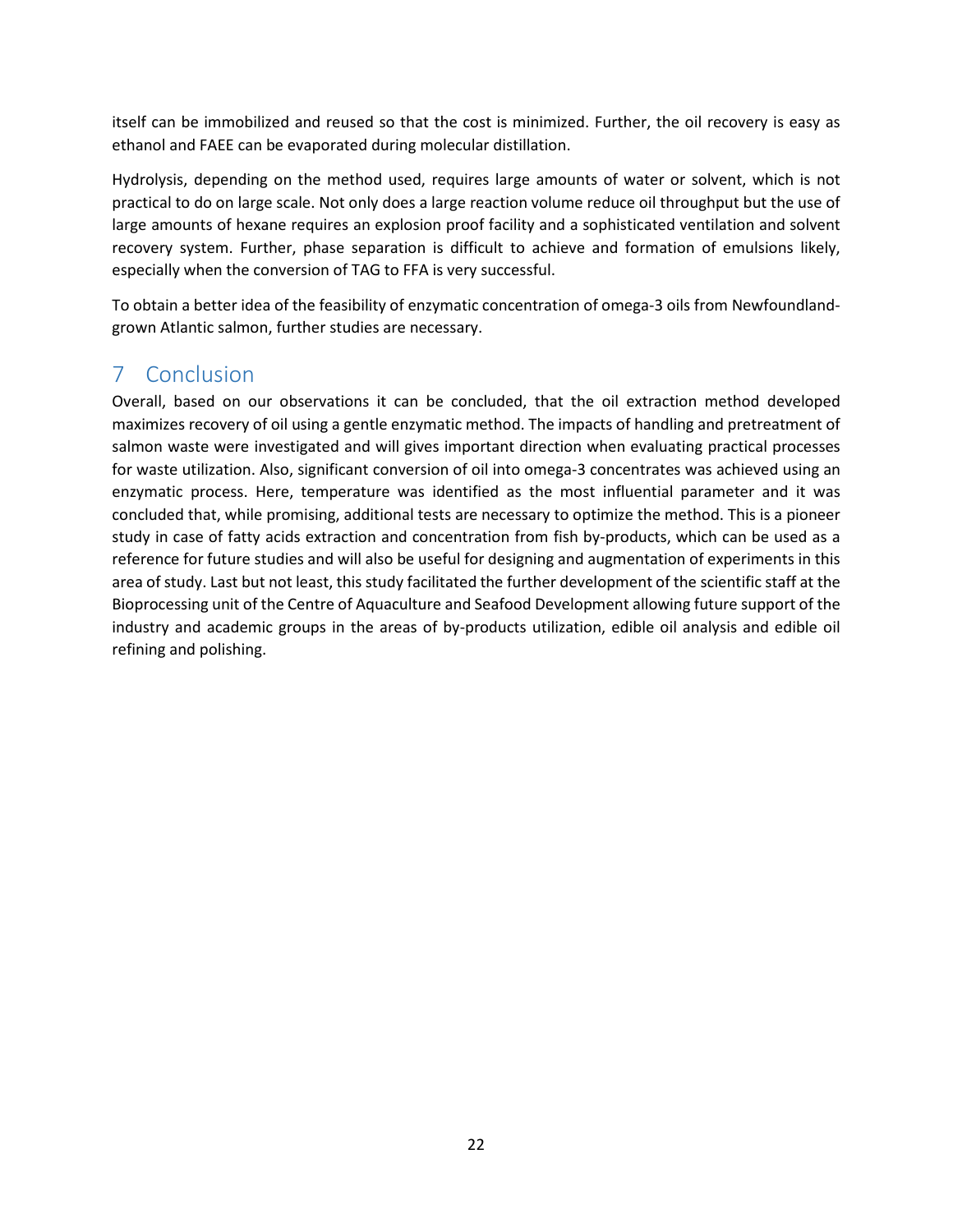itself can be immobilized and reused so that the cost is minimized. Further, the oil recovery is easy as ethanol and FAEE can be evaporated during molecular distillation.

Hydrolysis, depending on the method used, requires large amounts of water or solvent, which is not practical to do on large scale. Not only does a large reaction volume reduce oil throughput but the use of large amounts of hexane requires an explosion proof facility and a sophisticated ventilation and solvent recovery system. Further, phase separation is difficult to achieve and formation of emulsions likely, especially when the conversion of TAG to FFA is very successful.

To obtain a better idea of the feasibility of enzymatic concentration of omega-3 oils from Newfoundland-grown Atlantic salmon, further studies are necessary.

# 7 Conclusion

Overall, based on our observations it can be concluded, that the oil extraction method developed maximizes recovery of oil using a gentle enzymatic method. The impacts of handling and pretreatment of salmon waste were investigated and will gives important direction when evaluating practical processes for waste utilization. Also, significant conversion of oil into omega-3 concentrates was achieved using an enzymatic process. Here, temperature was identified as the most influential parameter and it was concluded that, while promising, additional tests are necessary to optimize the method. This is a pioneer study in case of fatty acids extraction and concentration from fish by-products, which can be used as a reference for future studies and will also be useful for designing and augmentation of experiments in this area of study. Last but not least, this study facilitated the further development of the scientific staff at the Bioprocessing unit of the Centre of Aquaculture and Seafood Development allowing future support of the industry and academic groups in the areas of by-products utilization, edible oil analysis and edible oil refining and polishing.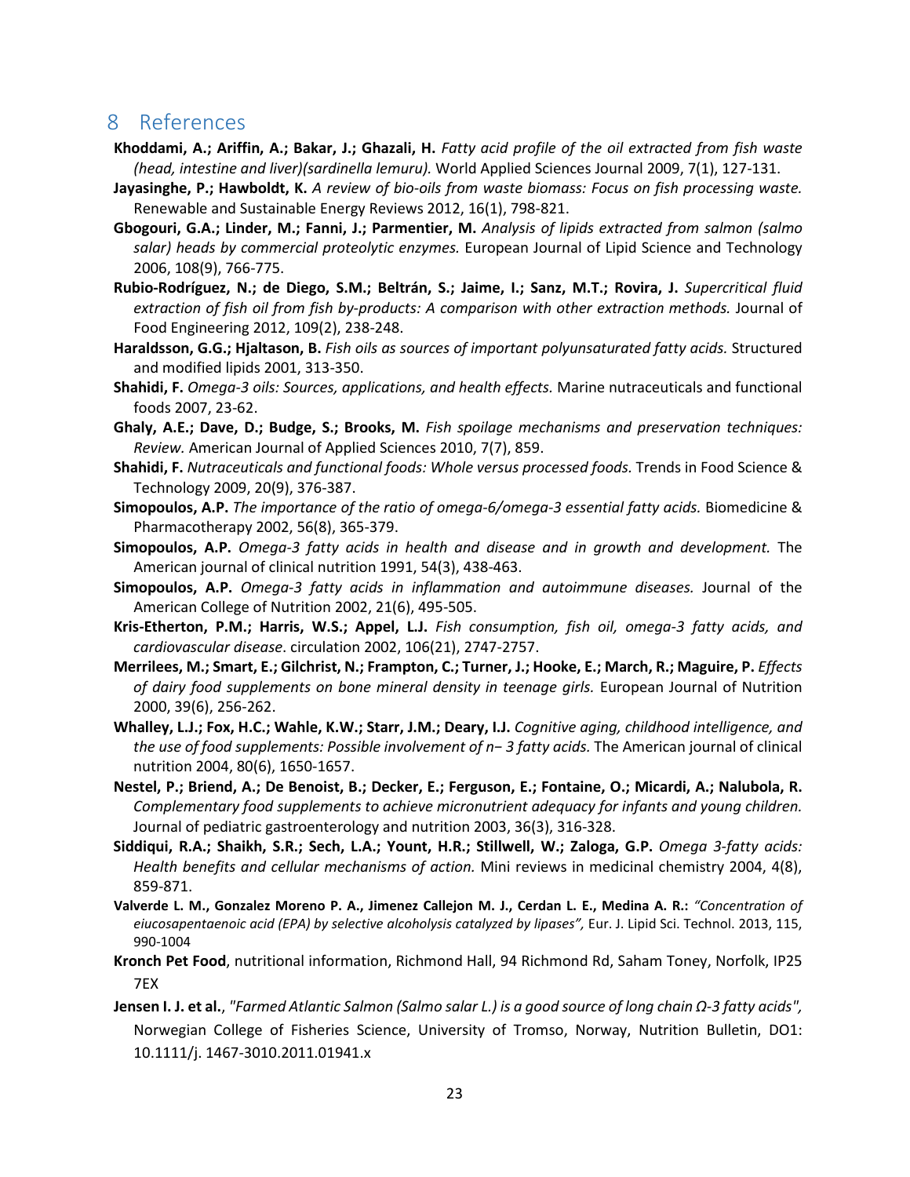# 8 References

**Khoddami, A.; Ariffin, A.; Bakar, J.; Ghazali, H.** *Fatty acid profile of the oil extracted from fish waste (head, intestine and liver)(sardinella lemuru).* World Applied Sciences Journal 2009, 7(1), 127-131.

**Jayasinghe, P.; Hawboldt, K.** *A review of bio-oils from waste biomass: Focus on fish processing waste.* Renewable and Sustainable Energy Reviews 2012, 16(1), 798-821.

**Gbogouri, G.A.; Linder, M.; Fanni, J.; Parmentier, M.** *Analysis of lipids extracted from salmon (salmo salar) heads by commercial proteolytic enzymes.* European Journal of Lipid Science and Technology 2006, 108(9), 766-775.

**Rubio-Rodríguez, N.; de Diego, S.M.; Beltrán, S.; Jaime, I.; Sanz, M.T.; Rovira, J.** *Supercritical fluid extraction of fish oil from fish by-products: A comparison with other extraction methods.* Journal of Food Engineering 2012, 109(2), 238-248.

**Haraldsson, G.G.; Hjaltason, B.** *Fish oils as sources of important polyunsaturated fatty acids.* Structured and modified lipids 2001, 313-350.

**Shahidi, F.** *Omega-3 oils: Sources, applications, and health effects.* Marine nutraceuticals and functional foods 2007, 23-62.

**Ghaly, A.E.; Dave, D.; Budge, S.; Brooks, M.** *Fish spoilage mechanisms and preservation techniques: Review.* American Journal of Applied Sciences 2010, 7(7), 859.

**Shahidi, F.** *Nutraceuticals and functional foods: Whole versus processed foods.* Trends in Food Science & Technology 2009, 20(9), 376-387.

**Simopoulos, A.P.** *The importance of the ratio of omega-6/omega-3 essential fatty acids.* Biomedicine & Pharmacotherapy 2002, 56(8), 365-379.

**Simopoulos, A.P.** *Omega-3 fatty acids in health and disease and in growth and development.* The American journal of clinical nutrition 1991, 54(3), 438-463.

**Simopoulos, A.P.** *Omega-3 fatty acids in inflammation and autoimmune diseases.* Journal of the American College of Nutrition 2002, 21(6), 495-505.

**Kris-Etherton, P.M.; Harris, W.S.; Appel, L.J.** *Fish consumption, fish oil, omega-3 fatty acids, and cardiovascular disease*. circulation 2002, 106(21), 2747-2757.

**Merrilees, M.; Smart, E.; Gilchrist, N.; Frampton, C.; Turner, J.; Hooke, E.; March, R.; Maguire, P.** *Effects of dairy food supplements on bone mineral density in teenage girls.* European Journal of Nutrition 2000, 39(6), 256-262.

**Whalley, L.J.; Fox, H.C.; Wahle, K.W.; Starr, J.M.; Deary, I.J.** *Cognitive aging, childhood intelligence, and the use of food supplements: Possible involvement of n− 3 fatty acids.* The American journal of clinical nutrition 2004, 80(6), 1650-1657.

**Nestel, P.; Briend, A.; De Benoist, B.; Decker, E.; Ferguson, E.; Fontaine, O.; Micardi, A.; Nalubola, R.** *Complementary food supplements to achieve micronutrient adequacy for infants and young children.* Journal of pediatric gastroenterology and nutrition 2003, 36(3), 316-328.

**Siddiqui, R.A.; Shaikh, S.R.; Sech, L.A.; Yount, H.R.; Stillwell, W.; Zaloga, G.P.** *Omega 3-fatty acids: Health benefits and cellular mechanisms of action.* Mini reviews in medicinal chemistry 2004, 4(8), 859-871.

**Valverde L. M., Gonzalez Moreno P. A., Jimenez Callejon M. J., Cerdan L. E., Medina A. R.:** *"Concentration of eiucosapentaenoic acid (EPA) by selective alcoholysis catalyzed by lipases",* Eur. J. Lipid Sci. Technol. 2013, 115, 990-1004

**Kronch Pet Food**, nutritional information, Richmond Hall, 94 Richmond Rd, Saham Toney, Norfolk, IP25 7EX

**Jensen I. J. et al.**, *"Farmed Atlantic Salmon (Salmo salar L.) is a good source of long chain Ω-3 fatty acids",* Norwegian College of Fisheries Science, University of Tromso, Norway, Nutrition Bulletin, DO1: 10.1111/j. 1467-3010.2011.01941.x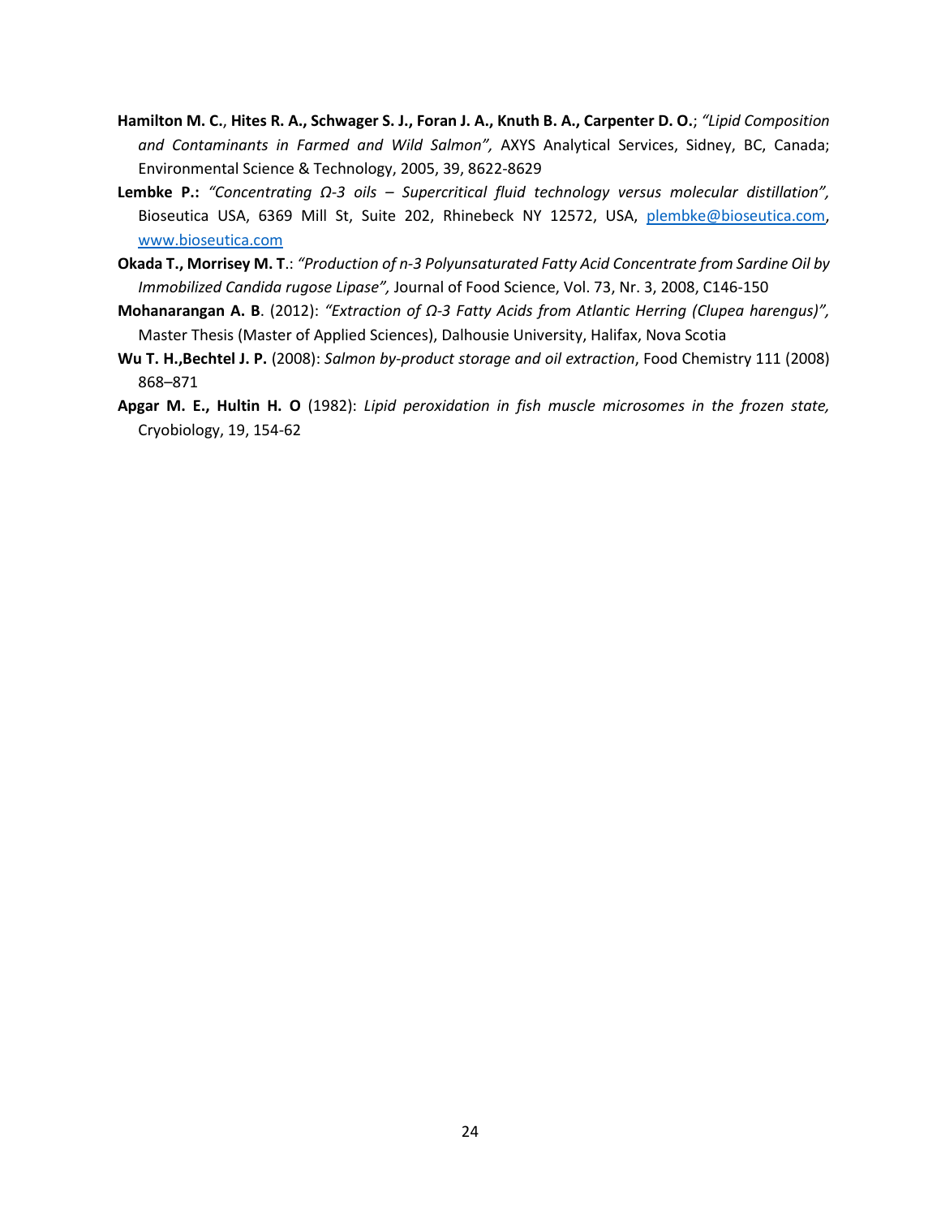**Hamilton M. C.**, **Hites R. A., Schwager S. J., Foran J. A., Knuth B. A., Carpenter D. O.**; *"Lipid Composition and Contaminants in Farmed and Wild Salmon",* AXYS Analytical Services, Sidney, BC, Canada; Environmental Science & Technology, 2005, 39, 8622-8629

**Lembke P.:** *"Concentrating Ω-3 oils – Supercritical fluid technology versus molecular distillation",* Bioseutica USA, 6369 Mill St, Suite 202, Rhinebeck NY 12572, USA, plembke@bioseutica.com, www.bioseutica.com

**Okada T., Morrisey M. T**.: *"Production of n-3 Polyunsaturated Fatty Acid Concentrate from Sardine Oil by Immobilized Candida rugose Lipase",* Journal of Food Science, Vol. 73, Nr. 3, 2008, C146-150

**Mohanarangan A. B**. (2012): *"Extraction of Ω-3 Fatty Acids from Atlantic Herring (Clupea harengus)",* Master Thesis (Master of Applied Sciences), Dalhousie University, Halifax, Nova Scotia

**Wu T. H.,Bechtel J. P.** (2008): *Salmon by-product storage and oil extraction*, Food Chemistry 111 (2008) 868–871

**Apgar M. E., Hultin H. O** (1982): *Lipid peroxidation in fish muscle microsomes in the frozen state,* Cryobiology, 19, 154-62